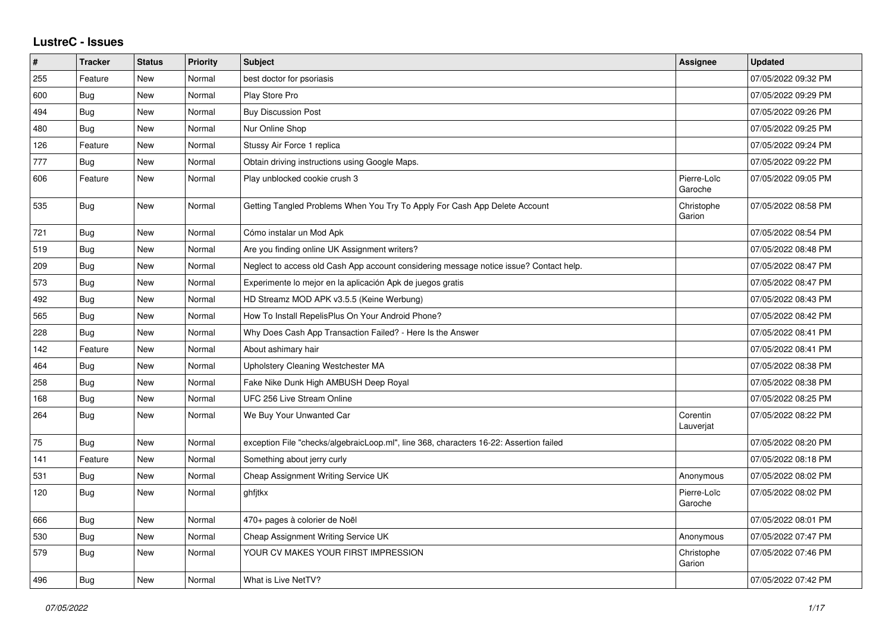## LustreC - Issues

| # | Tracker | Status | Priority | Subject | Assignee | Updated |
|---|---|---|---|---|---|---|
| 255 | Feature | New | Normal | best doctor for psoriasis | | 07/05/2022 09:32 PM |
| 600 | Bug | New | Normal | Play Store Pro | | 07/05/2022 09:29 PM |
| 494 | Bug | New | Normal | Buy Discussion Post | | 07/05/2022 09:26 PM |
| 480 | Bug | New | Normal | Nur Online Shop | | 07/05/2022 09:25 PM |
| 126 | Feature | New | Normal | Stussy Air Force 1 replica | | 07/05/2022 09:24 PM |
| 777 | Bug | New | Normal | Obtain driving instructions using Google Maps. | | 07/05/2022 09:22 PM |
| 606 | Feature | New | Normal | Play unblocked cookie crush 3 | Pierre-Loïc Garoche | 07/05/2022 09:05 PM |
| 535 | Bug | New | Normal | Getting Tangled Problems When You Try To Apply For Cash App Delete Account | Christophe Garion | 07/05/2022 08:58 PM |
| 721 | Bug | New | Normal | Cómo instalar un Mod Apk | | 07/05/2022 08:54 PM |
| 519 | Bug | New | Normal | Are you finding online UK Assignment writers? | | 07/05/2022 08:48 PM |
| 209 | Bug | New | Normal | Neglect to access old Cash App account considering message notice issue? Contact help. | | 07/05/2022 08:47 PM |
| 573 | Bug | New | Normal | Experimente lo mejor en la aplicación Apk de juegos gratis | | 07/05/2022 08:47 PM |
| 492 | Bug | New | Normal | HD Streamz MOD APK v3.5.5 (Keine Werbung) | | 07/05/2022 08:43 PM |
| 565 | Bug | New | Normal | How To Install RepelisPlus On Your Android Phone? | | 07/05/2022 08:42 PM |
| 228 | Bug | New | Normal | Why Does Cash App Transaction Failed? - Here Is the Answer | | 07/05/2022 08:41 PM |
| 142 | Feature | New | Normal | About ashimary hair | | 07/05/2022 08:41 PM |
| 464 | Bug | New | Normal | Upholstery Cleaning Westchester MA | | 07/05/2022 08:38 PM |
| 258 | Bug | New | Normal | Fake Nike Dunk High AMBUSH Deep Royal | | 07/05/2022 08:38 PM |
| 168 | Bug | New | Normal | UFC 256 Live Stream Online | | 07/05/2022 08:25 PM |
| 264 | Bug | New | Normal | We Buy Your Unwanted Car | Corentin Lauverjat | 07/05/2022 08:22 PM |
| 75 | Bug | New | Normal | exception File "checks/algebraicLoop.ml", line 368, characters 16-22: Assertion failed | | 07/05/2022 08:20 PM |
| 141 | Feature | New | Normal | Something about jerry curly | | 07/05/2022 08:18 PM |
| 531 | Bug | New | Normal | Cheap Assignment Writing Service UK | Anonymous | 07/05/2022 08:02 PM |
| 120 | Bug | New | Normal | ghfjtkx | Pierre-Loïc Garoche | 07/05/2022 08:02 PM |
| 666 | Bug | New | Normal | 470+ pages à colorier de Noël | | 07/05/2022 08:01 PM |
| 530 | Bug | New | Normal | Cheap Assignment Writing Service UK | Anonymous | 07/05/2022 07:47 PM |
| 579 | Bug | New | Normal | YOUR CV MAKES YOUR FIRST IMPRESSION | Christophe Garion | 07/05/2022 07:46 PM |
| 496 | Bug | New | Normal | What is Live NetTV? | | 07/05/2022 07:42 PM |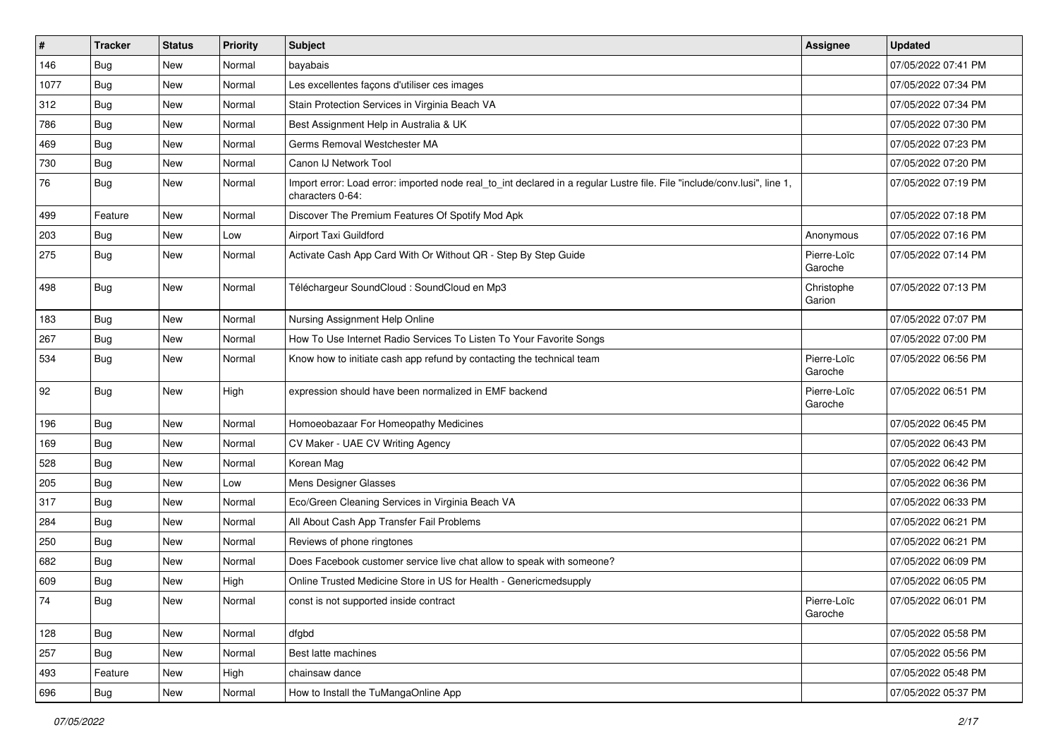| # | Tracker | Status | Priority | Subject | Assignee | Updated |
|---|---|---|---|---|---|---|
| 146 | Bug | New | Normal | bayabais | | 07/05/2022 07:41 PM |
| 1077 | Bug | New | Normal | Les excellentes façons d'utiliser ces images | | 07/05/2022 07:34 PM |
| 312 | Bug | New | Normal | Stain Protection Services in Virginia Beach VA | | 07/05/2022 07:34 PM |
| 786 | Bug | New | Normal | Best Assignment Help in Australia & UK | | 07/05/2022 07:30 PM |
| 469 | Bug | New | Normal | Germs Removal Westchester MA | | 07/05/2022 07:23 PM |
| 730 | Bug | New | Normal | Canon IJ Network Tool | | 07/05/2022 07:20 PM |
| 76 | Bug | New | Normal | Import error: Load error: imported node real_to_int declared in a regular Lustre file. File "include/conv.lusi", line 1, characters 0-64: | | 07/05/2022 07:19 PM |
| 499 | Feature | New | Normal | Discover The Premium Features Of Spotify Mod Apk | | 07/05/2022 07:18 PM |
| 203 | Bug | New | Low | Airport Taxi Guildford | Anonymous | 07/05/2022 07:16 PM |
| 275 | Bug | New | Normal | Activate Cash App Card With Or Without QR - Step By Step Guide | Pierre-Loïc Garoche | 07/05/2022 07:14 PM |
| 498 | Bug | New | Normal | Téléchargeur SoundCloud : SoundCloud en Mp3 | Christophe Garion | 07/05/2022 07:13 PM |
| 183 | Bug | New | Normal | Nursing Assignment Help Online | | 07/05/2022 07:07 PM |
| 267 | Bug | New | Normal | How To Use Internet Radio Services To Listen To Your Favorite Songs | | 07/05/2022 07:00 PM |
| 534 | Bug | New | Normal | Know how to initiate cash app refund by contacting the technical team | Pierre-Loïc Garoche | 07/05/2022 06:56 PM |
| 92 | Bug | New | High | expression should have been normalized in EMF backend | Pierre-Loïc Garoche | 07/05/2022 06:51 PM |
| 196 | Bug | New | Normal | Homoeobazaar For Homeopathy Medicines | | 07/05/2022 06:45 PM |
| 169 | Bug | New | Normal | CV Maker - UAE CV Writing Agency | | 07/05/2022 06:43 PM |
| 528 | Bug | New | Normal | Korean Mag | | 07/05/2022 06:42 PM |
| 205 | Bug | New | Low | Mens Designer Glasses | | 07/05/2022 06:36 PM |
| 317 | Bug | New | Normal | Eco/Green Cleaning Services in Virginia Beach VA | | 07/05/2022 06:33 PM |
| 284 | Bug | New | Normal | All About Cash App Transfer Fail Problems | | 07/05/2022 06:21 PM |
| 250 | Bug | New | Normal | Reviews of phone ringtones | | 07/05/2022 06:21 PM |
| 682 | Bug | New | Normal | Does Facebook customer service live chat allow to speak with someone? | | 07/05/2022 06:09 PM |
| 609 | Bug | New | High | Online Trusted Medicine Store in US for Health - Genericmedsupply | | 07/05/2022 06:05 PM |
| 74 | Bug | New | Normal | const is not supported inside contract | Pierre-Loïc Garoche | 07/05/2022 06:01 PM |
| 128 | Bug | New | Normal | dfgbd | | 07/05/2022 05:58 PM |
| 257 | Bug | New | Normal | Best latte machines | | 07/05/2022 05:56 PM |
| 493 | Feature | New | High | chainsaw dance | | 07/05/2022 05:48 PM |
| 696 | Bug | New | Normal | How to Install the TuMangaOnline App | | 07/05/2022 05:37 PM |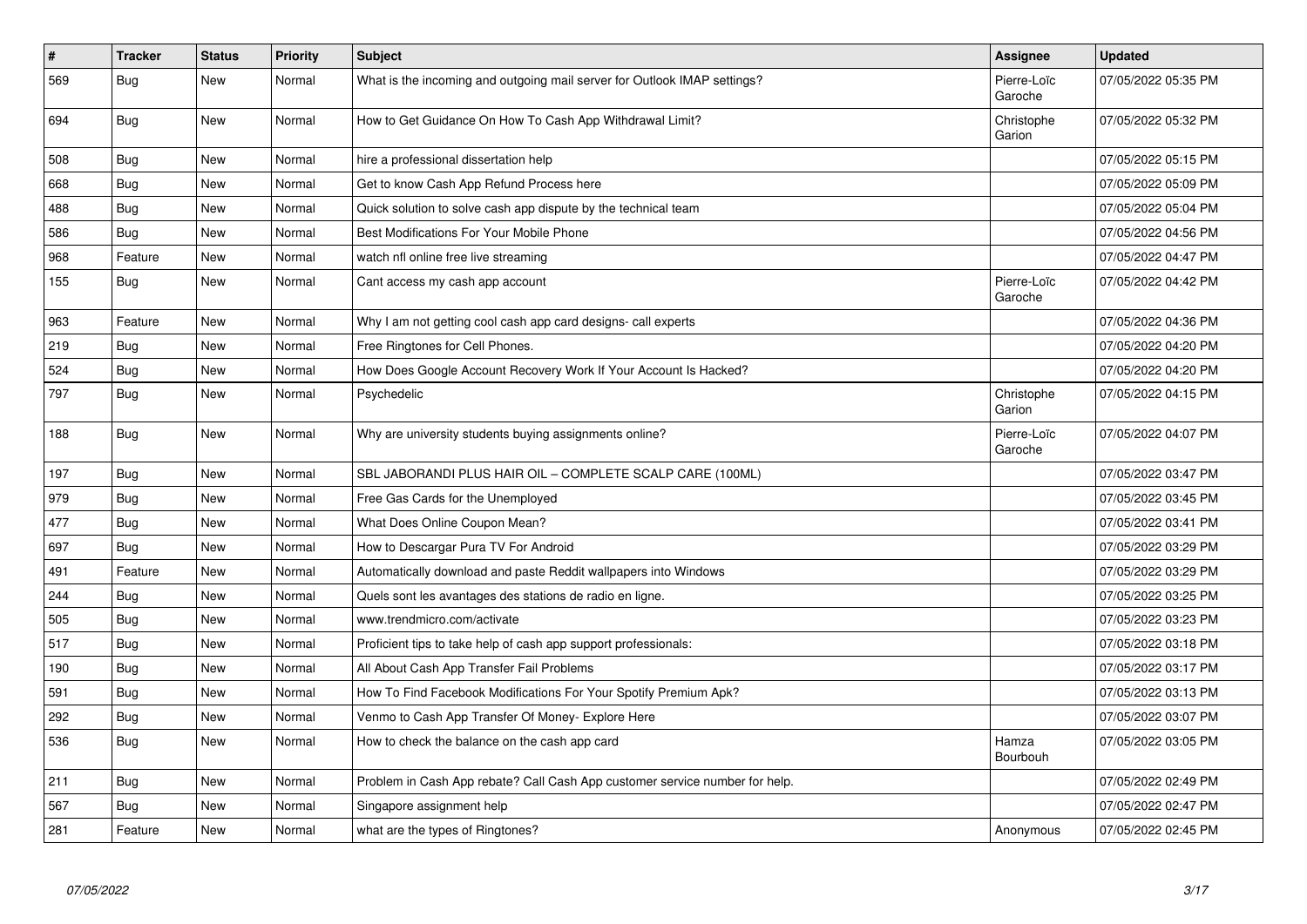| # | Tracker | Status | Priority | Subject | Assignee | Updated |
|---|---|---|---|---|---|---|
| 569 | Bug | New | Normal | What is the incoming and outgoing mail server for Outlook IMAP settings? | Pierre-Loïc Garoche | 07/05/2022 05:35 PM |
| 694 | Bug | New | Normal | How to Get Guidance On How To Cash App Withdrawal Limit? | Christophe Garion | 07/05/2022 05:32 PM |
| 508 | Bug | New | Normal | hire a professional dissertation help | | 07/05/2022 05:15 PM |
| 668 | Bug | New | Normal | Get to know Cash App Refund Process here | | 07/05/2022 05:09 PM |
| 488 | Bug | New | Normal | Quick solution to solve cash app dispute by the technical team | | 07/05/2022 05:04 PM |
| 586 | Bug | New | Normal | Best Modifications For Your Mobile Phone | | 07/05/2022 04:56 PM |
| 968 | Feature | New | Normal | watch nfl online free live streaming | | 07/05/2022 04:47 PM |
| 155 | Bug | New | Normal | Cant access my cash app account | Pierre-Loïc Garoche | 07/05/2022 04:42 PM |
| 963 | Feature | New | Normal | Why I am not getting cool cash app card designs- call experts | | 07/05/2022 04:36 PM |
| 219 | Bug | New | Normal | Free Ringtones for Cell Phones. | | 07/05/2022 04:20 PM |
| 524 | Bug | New | Normal | How Does Google Account Recovery Work If Your Account Is Hacked? | | 07/05/2022 04:20 PM |
| 797 | Bug | New | Normal | Psychedelic | Christophe Garion | 07/05/2022 04:15 PM |
| 188 | Bug | New | Normal | Why are university students buying assignments online? | Pierre-Loïc Garoche | 07/05/2022 04:07 PM |
| 197 | Bug | New | Normal | SBL JABORANDI PLUS HAIR OIL – COMPLETE SCALP CARE (100ML) | | 07/05/2022 03:47 PM |
| 979 | Bug | New | Normal | Free Gas Cards for the Unemployed | | 07/05/2022 03:45 PM |
| 477 | Bug | New | Normal | What Does Online Coupon Mean? | | 07/05/2022 03:41 PM |
| 697 | Bug | New | Normal | How to Descargar Pura TV For Android | | 07/05/2022 03:29 PM |
| 491 | Feature | New | Normal | Automatically download and paste Reddit wallpapers into Windows | | 07/05/2022 03:29 PM |
| 244 | Bug | New | Normal | Quels sont les avantages des stations de radio en ligne. | | 07/05/2022 03:25 PM |
| 505 | Bug | New | Normal | www.trendmicro.com/activate | | 07/05/2022 03:23 PM |
| 517 | Bug | New | Normal | Proficient tips to take help of cash app support professionals: | | 07/05/2022 03:18 PM |
| 190 | Bug | New | Normal | All About Cash App Transfer Fail Problems | | 07/05/2022 03:17 PM |
| 591 | Bug | New | Normal | How To Find Facebook Modifications For Your Spotify Premium Apk? | | 07/05/2022 03:13 PM |
| 292 | Bug | New | Normal | Venmo to Cash App Transfer Of Money- Explore Here | | 07/05/2022 03:07 PM |
| 536 | Bug | New | Normal | How to check the balance on the cash app card | Hamza Bourbouh | 07/05/2022 03:05 PM |
| 211 | Bug | New | Normal | Problem in Cash App rebate? Call Cash App customer service number for help. | | 07/05/2022 02:49 PM |
| 567 | Bug | New | Normal | Singapore assignment help | | 07/05/2022 02:47 PM |
| 281 | Feature | New | Normal | what are the types of Ringtones? | Anonymous | 07/05/2022 02:45 PM |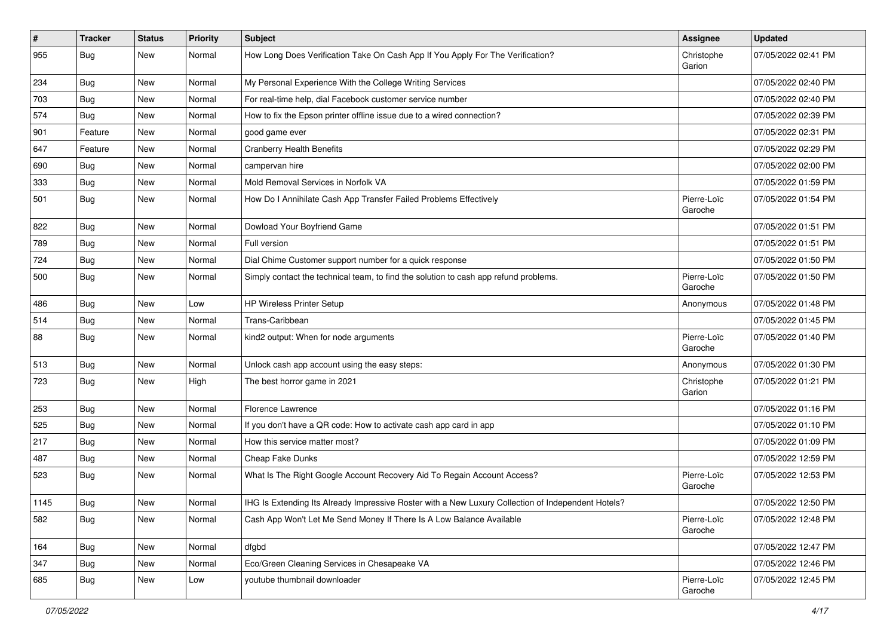| # | Tracker | Status | Priority | Subject | Assignee | Updated |
|---|---|---|---|---|---|---|
| 955 | Bug | New | Normal | How Long Does Verification Take On Cash App If You Apply For The Verification? | Christophe Garion | 07/05/2022 02:41 PM |
| 234 | Bug | New | Normal | My Personal Experience With the College Writing Services | | 07/05/2022 02:40 PM |
| 703 | Bug | New | Normal | For real-time help, dial Facebook customer service number | | 07/05/2022 02:40 PM |
| 574 | Bug | New | Normal | How to fix the Epson printer offline issue due to a wired connection? | | 07/05/2022 02:39 PM |
| 901 | Feature | New | Normal | good game ever | | 07/05/2022 02:31 PM |
| 647 | Feature | New | Normal | Cranberry Health Benefits | | 07/05/2022 02:29 PM |
| 690 | Bug | New | Normal | campervan hire | | 07/05/2022 02:00 PM |
| 333 | Bug | New | Normal | Mold Removal Services in Norfolk VA | | 07/05/2022 01:59 PM |
| 501 | Bug | New | Normal | How Do I Annihilate Cash App Transfer Failed Problems Effectively | Pierre-Loïc Garoche | 07/05/2022 01:54 PM |
| 822 | Bug | New | Normal | Dowload Your Boyfriend Game | | 07/05/2022 01:51 PM |
| 789 | Bug | New | Normal | Full version | | 07/05/2022 01:51 PM |
| 724 | Bug | New | Normal | Dial Chime Customer support number for a quick response | | 07/05/2022 01:50 PM |
| 500 | Bug | New | Normal | Simply contact the technical team, to find the solution to cash app refund problems. | Pierre-Loïc Garoche | 07/05/2022 01:50 PM |
| 486 | Bug | New | Low | HP Wireless Printer Setup | Anonymous | 07/05/2022 01:48 PM |
| 514 | Bug | New | Normal | Trans-Caribbean | | 07/05/2022 01:45 PM |
| 88 | Bug | New | Normal | kind2 output: When for node arguments | Pierre-Loïc Garoche | 07/05/2022 01:40 PM |
| 513 | Bug | New | Normal | Unlock cash app account using the easy steps: | Anonymous | 07/05/2022 01:30 PM |
| 723 | Bug | New | High | The best horror game in 2021 | Christophe Garion | 07/05/2022 01:21 PM |
| 253 | Bug | New | Normal | Florence Lawrence | | 07/05/2022 01:16 PM |
| 525 | Bug | New | Normal | If you don't have a QR code: How to activate cash app card in app | | 07/05/2022 01:10 PM |
| 217 | Bug | New | Normal | How this service matter most? | | 07/05/2022 01:09 PM |
| 487 | Bug | New | Normal | Cheap Fake Dunks | | 07/05/2022 12:59 PM |
| 523 | Bug | New | Normal | What Is The Right Google Account Recovery Aid To Regain Account Access? | Pierre-Loïc Garoche | 07/05/2022 12:53 PM |
| 1145 | Bug | New | Normal | IHG Is Extending Its Already Impressive Roster with a New Luxury Collection of Independent Hotels? | | 07/05/2022 12:50 PM |
| 582 | Bug | New | Normal | Cash App Won't Let Me Send Money If There Is A Low Balance Available | Pierre-Loïc Garoche | 07/05/2022 12:48 PM |
| 164 | Bug | New | Normal | dfgbd | | 07/05/2022 12:47 PM |
| 347 | Bug | New | Normal | Eco/Green Cleaning Services in Chesapeake VA | | 07/05/2022 12:46 PM |
| 685 | Bug | New | Low | youtube thumbnail downloader | Pierre-Loïc Garoche | 07/05/2022 12:45 PM |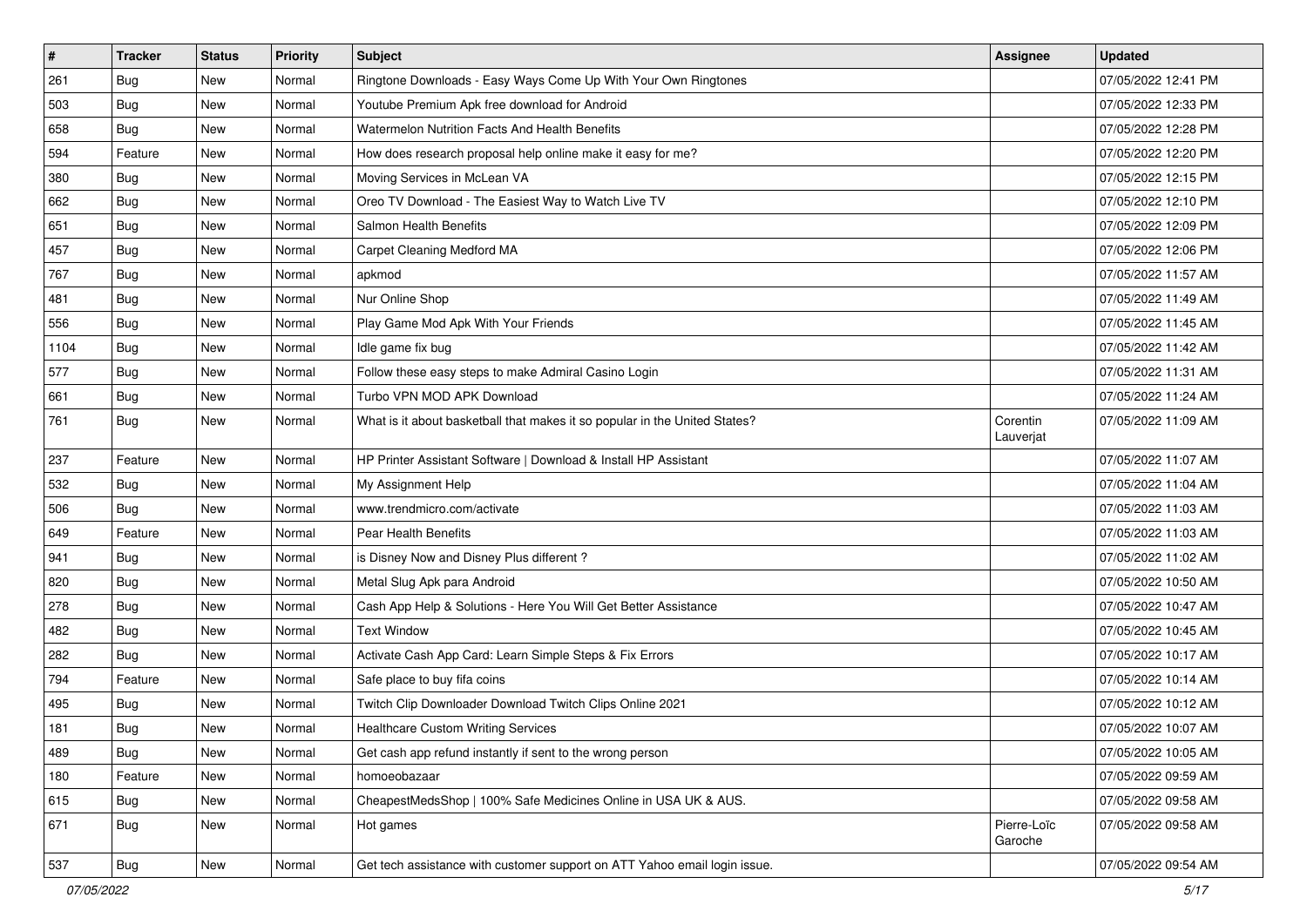| # | Tracker | Status | Priority | Subject | Assignee | Updated |
|---|---|---|---|---|---|---|
| 261 | Bug | New | Normal | Ringtone Downloads - Easy Ways Come Up With Your Own Ringtones | | 07/05/2022 12:41 PM |
| 503 | Bug | New | Normal | Youtube Premium Apk free download for Android | | 07/05/2022 12:33 PM |
| 658 | Bug | New | Normal | Watermelon Nutrition Facts And Health Benefits | | 07/05/2022 12:28 PM |
| 594 | Feature | New | Normal | How does research proposal help online make it easy for me? | | 07/05/2022 12:20 PM |
| 380 | Bug | New | Normal | Moving Services in McLean VA | | 07/05/2022 12:15 PM |
| 662 | Bug | New | Normal | Oreo TV Download - The Easiest Way to Watch Live TV | | 07/05/2022 12:10 PM |
| 651 | Bug | New | Normal | Salmon Health Benefits | | 07/05/2022 12:09 PM |
| 457 | Bug | New | Normal | Carpet Cleaning Medford MA | | 07/05/2022 12:06 PM |
| 767 | Bug | New | Normal | apkmod | | 07/05/2022 11:57 AM |
| 481 | Bug | New | Normal | Nur Online Shop | | 07/05/2022 11:49 AM |
| 556 | Bug | New | Normal | Play Game Mod Apk With Your Friends | | 07/05/2022 11:45 AM |
| 1104 | Bug | New | Normal | Idle game fix bug | | 07/05/2022 11:42 AM |
| 577 | Bug | New | Normal | Follow these easy steps to make Admiral Casino Login | | 07/05/2022 11:31 AM |
| 661 | Bug | New | Normal | Turbo VPN MOD APK Download | | 07/05/2022 11:24 AM |
| 761 | Bug | New | Normal | What is it about basketball that makes it so popular in the United States? | Corentin Lauverjat | 07/05/2022 11:09 AM |
| 237 | Feature | New | Normal | HP Printer Assistant Software \| Download & Install HP Assistant | | 07/05/2022 11:07 AM |
| 532 | Bug | New | Normal | My Assignment Help | | 07/05/2022 11:04 AM |
| 506 | Bug | New | Normal | www.trendmicro.com/activate | | 07/05/2022 11:03 AM |
| 649 | Feature | New | Normal | Pear Health Benefits | | 07/05/2022 11:03 AM |
| 941 | Bug | New | Normal | is Disney Now and Disney Plus different ? | | 07/05/2022 11:02 AM |
| 820 | Bug | New | Normal | Metal Slug Apk para Android | | 07/05/2022 10:50 AM |
| 278 | Bug | New | Normal | Cash App Help & Solutions - Here You Will Get Better Assistance | | 07/05/2022 10:47 AM |
| 482 | Bug | New | Normal | Text Window | | 07/05/2022 10:45 AM |
| 282 | Bug | New | Normal | Activate Cash App Card: Learn Simple Steps & Fix Errors | | 07/05/2022 10:17 AM |
| 794 | Feature | New | Normal | Safe place to buy fifa coins | | 07/05/2022 10:14 AM |
| 495 | Bug | New | Normal | Twitch Clip Downloader Download Twitch Clips Online 2021 | | 07/05/2022 10:12 AM |
| 181 | Bug | New | Normal | Healthcare Custom Writing Services | | 07/05/2022 10:07 AM |
| 489 | Bug | New | Normal | Get cash app refund instantly if sent to the wrong person | | 07/05/2022 10:05 AM |
| 180 | Feature | New | Normal | homoeobazaar | | 07/05/2022 09:59 AM |
| 615 | Bug | New | Normal | CheapestMedsShop \| 100% Safe Medicines Online in USA UK & AUS. | | 07/05/2022 09:58 AM |
| 671 | Bug | New | Normal | Hot games | Pierre-Loïc Garoche | 07/05/2022 09:58 AM |
| 537 | Bug | New | Normal | Get tech assistance with customer support on ATT Yahoo email login issue. | | 07/05/2022 09:54 AM |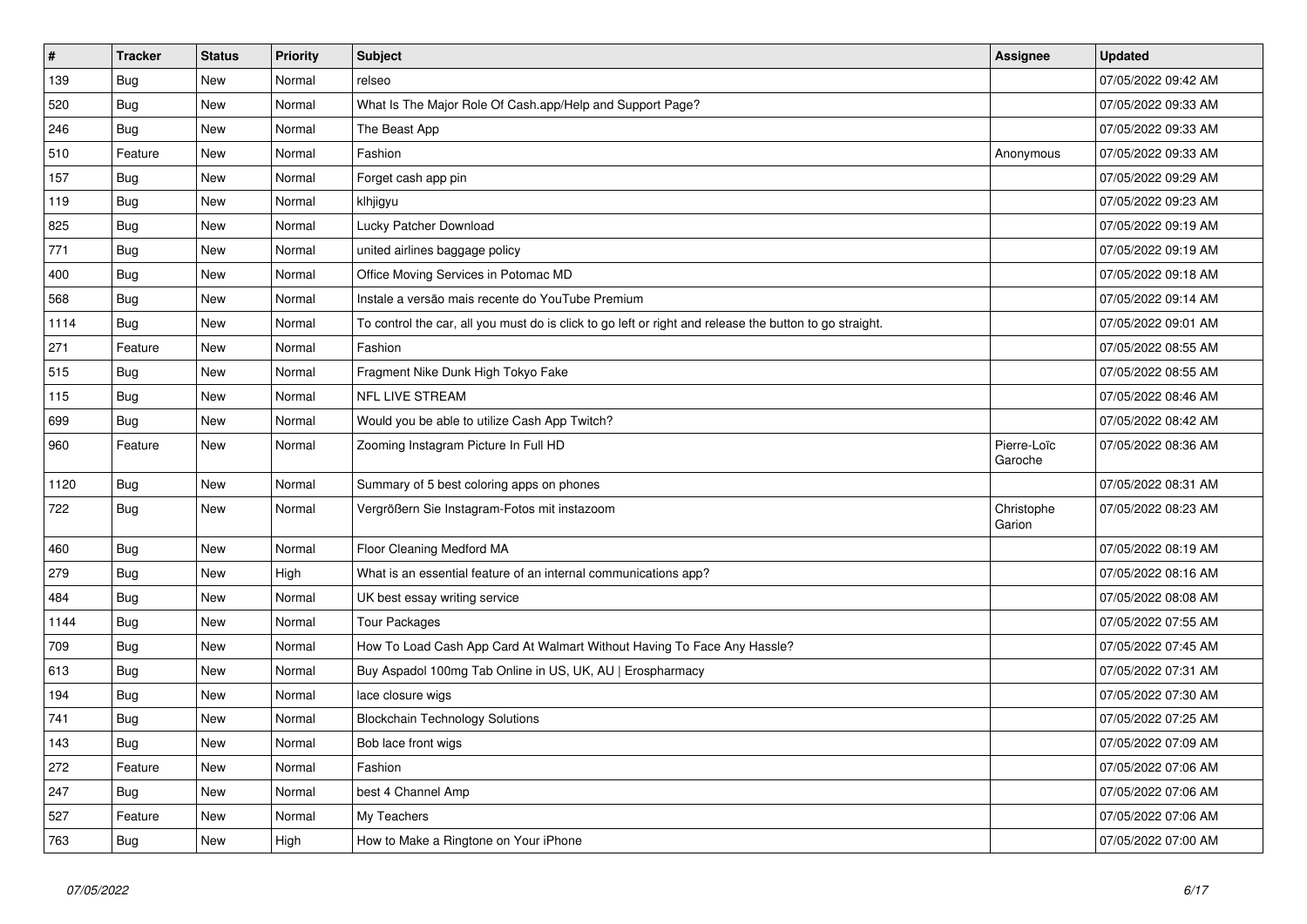| # | Tracker | Status | Priority | Subject | Assignee | Updated |
|---|---|---|---|---|---|---|
| 139 | Bug | New | Normal | relseo | | 07/05/2022 09:42 AM |
| 520 | Bug | New | Normal | What Is The Major Role Of Cash.app/Help and Support Page? | | 07/05/2022 09:33 AM |
| 246 | Bug | New | Normal | The Beast App | | 07/05/2022 09:33 AM |
| 510 | Feature | New | Normal | Fashion | Anonymous | 07/05/2022 09:33 AM |
| 157 | Bug | New | Normal | Forget cash app pin | | 07/05/2022 09:29 AM |
| 119 | Bug | New | Normal | klhjigyu | | 07/05/2022 09:23 AM |
| 825 | Bug | New | Normal | Lucky Patcher Download | | 07/05/2022 09:19 AM |
| 771 | Bug | New | Normal | united airlines baggage policy | | 07/05/2022 09:19 AM |
| 400 | Bug | New | Normal | Office Moving Services in Potomac MD | | 07/05/2022 09:18 AM |
| 568 | Bug | New | Normal | Instale a versão mais recente do YouTube Premium | | 07/05/2022 09:14 AM |
| 1114 | Bug | New | Normal | To control the car, all you must do is click to go left or right and release the button to go straight. | | 07/05/2022 09:01 AM |
| 271 | Feature | New | Normal | Fashion | | 07/05/2022 08:55 AM |
| 515 | Bug | New | Normal | Fragment Nike Dunk High Tokyo Fake | | 07/05/2022 08:55 AM |
| 115 | Bug | New | Normal | NFL LIVE STREAM | | 07/05/2022 08:46 AM |
| 699 | Bug | New | Normal | Would you be able to utilize Cash App Twitch? | | 07/05/2022 08:42 AM |
| 960 | Feature | New | Normal | Zooming Instagram Picture In Full HD | Pierre-Loïc Garoche | 07/05/2022 08:36 AM |
| 1120 | Bug | New | Normal | Summary of 5 best coloring apps on phones | | 07/05/2022 08:31 AM |
| 722 | Bug | New | Normal | Vergrößern Sie Instagram-Fotos mit instazoom | Christophe Garion | 07/05/2022 08:23 AM |
| 460 | Bug | New | Normal | Floor Cleaning Medford MA | | 07/05/2022 08:19 AM |
| 279 | Bug | New | High | What is an essential feature of an internal communications app? | | 07/05/2022 08:16 AM |
| 484 | Bug | New | Normal | UK best essay writing service | | 07/05/2022 08:08 AM |
| 1144 | Bug | New | Normal | Tour Packages | | 07/05/2022 07:55 AM |
| 709 | Bug | New | Normal | How To Load Cash App Card At Walmart Without Having To Face Any Hassle? | | 07/05/2022 07:45 AM |
| 613 | Bug | New | Normal | Buy Aspadol 100mg Tab Online in US, UK, AU \| Erospharmacy | | 07/05/2022 07:31 AM |
| 194 | Bug | New | Normal | lace closure wigs | | 07/05/2022 07:30 AM |
| 741 | Bug | New | Normal | Blockchain Technology Solutions | | 07/05/2022 07:25 AM |
| 143 | Bug | New | Normal | Bob lace front wigs | | 07/05/2022 07:09 AM |
| 272 | Feature | New | Normal | Fashion | | 07/05/2022 07:06 AM |
| 247 | Bug | New | Normal | best 4 Channel Amp | | 07/05/2022 07:06 AM |
| 527 | Feature | New | Normal | My Teachers | | 07/05/2022 07:06 AM |
| 763 | Bug | New | High | How to Make a Ringtone on Your iPhone | | 07/05/2022 07:00 AM |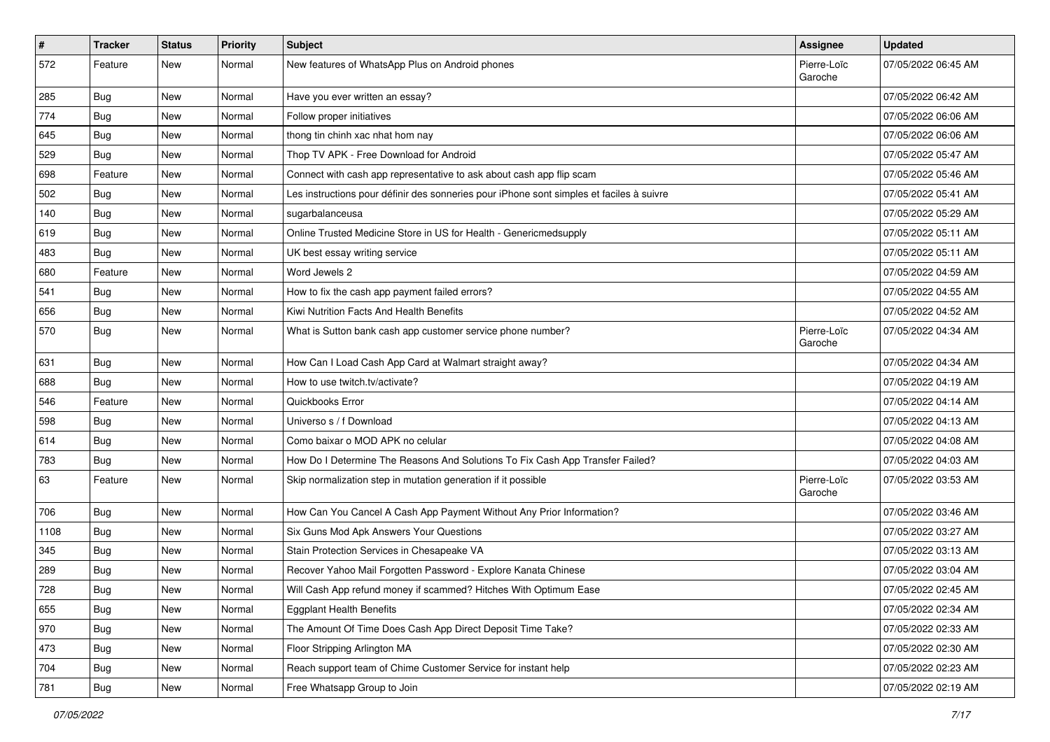| # | Tracker | Status | Priority | Subject | Assignee | Updated |
| --- | --- | --- | --- | --- | --- | --- |
| 572 | Feature | New | Normal | New features of WhatsApp Plus on Android phones | Pierre-Loïc Garoche | 07/05/2022 06:45 AM |
| 285 | Bug | New | Normal | Have you ever written an essay? | | 07/05/2022 06:42 AM |
| 774 | Bug | New | Normal | Follow proper initiatives | | 07/05/2022 06:06 AM |
| 645 | Bug | New | Normal | thong tin chinh xac nhat hom nay | | 07/05/2022 06:06 AM |
| 529 | Bug | New | Normal | Thop TV APK - Free Download for Android | | 07/05/2022 05:47 AM |
| 698 | Feature | New | Normal | Connect with cash app representative to ask about cash app flip scam | | 07/05/2022 05:46 AM |
| 502 | Bug | New | Normal | Les instructions pour définir des sonneries pour iPhone sont simples et faciles à suivre | | 07/05/2022 05:41 AM |
| 140 | Bug | New | Normal | sugarbalanceusa | | 07/05/2022 05:29 AM |
| 619 | Bug | New | Normal | Online Trusted Medicine Store in US for Health - Genericmedsupply | | 07/05/2022 05:11 AM |
| 483 | Bug | New | Normal | UK best essay writing service | | 07/05/2022 05:11 AM |
| 680 | Feature | New | Normal | Word Jewels 2 | | 07/05/2022 04:59 AM |
| 541 | Bug | New | Normal | How to fix the cash app payment failed errors? | | 07/05/2022 04:55 AM |
| 656 | Bug | New | Normal | Kiwi Nutrition Facts And Health Benefits | | 07/05/2022 04:52 AM |
| 570 | Bug | New | Normal | What is Sutton bank cash app customer service phone number? | Pierre-Loïc Garoche | 07/05/2022 04:34 AM |
| 631 | Bug | New | Normal | How Can I Load Cash App Card at Walmart straight away? | | 07/05/2022 04:34 AM |
| 688 | Bug | New | Normal | How to use twitch.tv/activate? | | 07/05/2022 04:19 AM |
| 546 | Feature | New | Normal | Quickbooks Error | | 07/05/2022 04:14 AM |
| 598 | Bug | New | Normal | Universo s / f Download | | 07/05/2022 04:13 AM |
| 614 | Bug | New | Normal | Como baixar o MOD APK no celular | | 07/05/2022 04:08 AM |
| 783 | Bug | New | Normal | How Do I Determine The Reasons And Solutions To Fix Cash App Transfer Failed? | | 07/05/2022 04:03 AM |
| 63 | Feature | New | Normal | Skip normalization step in mutation generation if it possible | Pierre-Loïc Garoche | 07/05/2022 03:53 AM |
| 706 | Bug | New | Normal | How Can You Cancel A Cash App Payment Without Any Prior Information? | | 07/05/2022 03:46 AM |
| 1108 | Bug | New | Normal | Six Guns Mod Apk Answers Your Questions | | 07/05/2022 03:27 AM |
| 345 | Bug | New | Normal | Stain Protection Services in Chesapeake VA | | 07/05/2022 03:13 AM |
| 289 | Bug | New | Normal | Recover Yahoo Mail Forgotten Password - Explore Kanata Chinese | | 07/05/2022 03:04 AM |
| 728 | Bug | New | Normal | Will Cash App refund money if scammed? Hitches With Optimum Ease | | 07/05/2022 02:45 AM |
| 655 | Bug | New | Normal | Eggplant Health Benefits | | 07/05/2022 02:34 AM |
| 970 | Bug | New | Normal | The Amount Of Time Does Cash App Direct Deposit Time Take? | | 07/05/2022 02:33 AM |
| 473 | Bug | New | Normal | Floor Stripping Arlington MA | | 07/05/2022 02:30 AM |
| 704 | Bug | New | Normal | Reach support team of Chime Customer Service for instant help | | 07/05/2022 02:23 AM |
| 781 | Bug | New | Normal | Free Whatsapp Group to Join | | 07/05/2022 02:19 AM |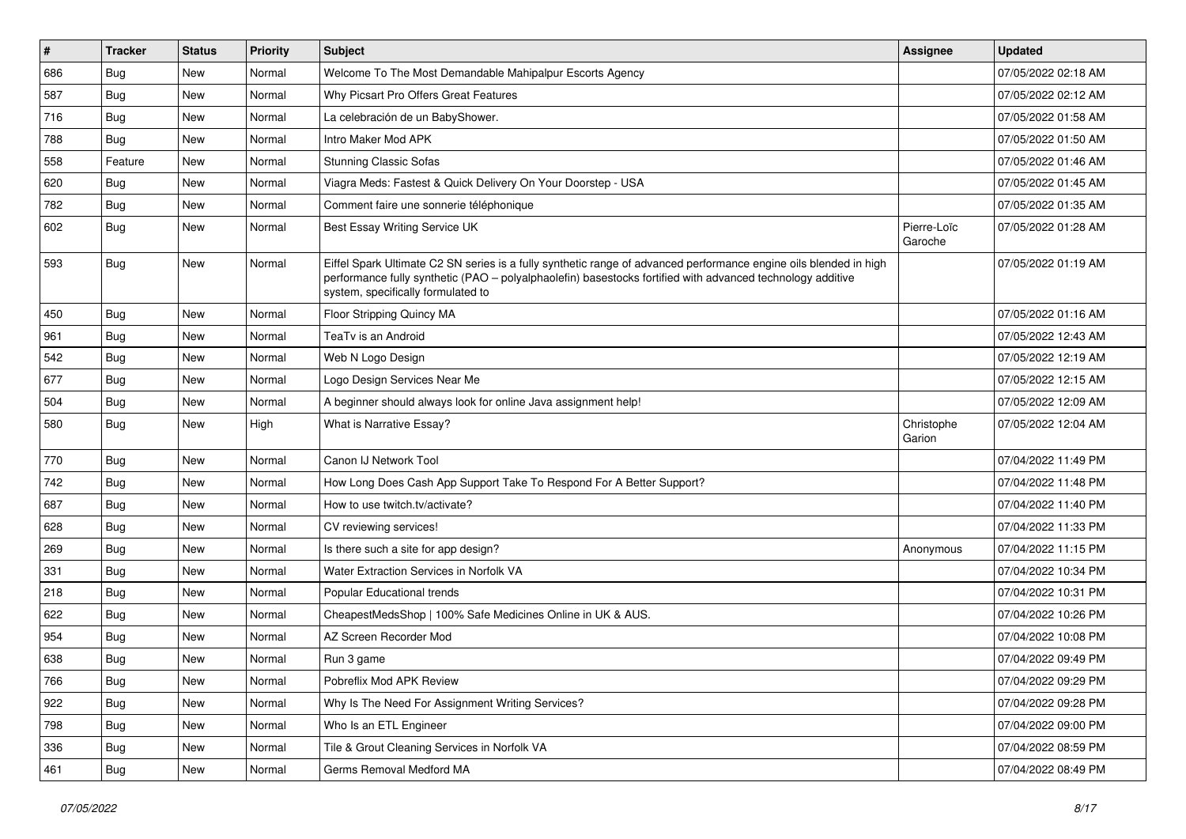| # | Tracker | Status | Priority | Subject | Assignee | Updated |
| --- | --- | --- | --- | --- | --- | --- |
| 686 | Bug | New | Normal | Welcome To The Most Demandable Mahipalpur Escorts Agency | | 07/05/2022 02:18 AM |
| 587 | Bug | New | Normal | Why Picsart Pro Offers Great Features | | 07/05/2022 02:12 AM |
| 716 | Bug | New | Normal | La celebración de un BabyShower. | | 07/05/2022 01:58 AM |
| 788 | Bug | New | Normal | Intro Maker Mod APK | | 07/05/2022 01:50 AM |
| 558 | Feature | New | Normal | Stunning Classic Sofas | | 07/05/2022 01:46 AM |
| 620 | Bug | New | Normal | Viagra Meds: Fastest & Quick Delivery On Your Doorstep - USA | | 07/05/2022 01:45 AM |
| 782 | Bug | New | Normal | Comment faire une sonnerie téléphonique | | 07/05/2022 01:35 AM |
| 602 | Bug | New | Normal | Best Essay Writing Service UK | Pierre-Loïc Garoche | 07/05/2022 01:28 AM |
| 593 | Bug | New | Normal | Eiffel Spark Ultimate C2 SN series is a fully synthetic range of advanced performance engine oils blended in high performance fully synthetic (PAO – polyalphaolefin) basestocks fortified with advanced technology additive system, specifically formulated to | | 07/05/2022 01:19 AM |
| 450 | Bug | New | Normal | Floor Stripping Quincy MA | | 07/05/2022 01:16 AM |
| 961 | Bug | New | Normal | TeaTv is an Android | | 07/05/2022 12:43 AM |
| 542 | Bug | New | Normal | Web N Logo Design | | 07/05/2022 12:19 AM |
| 677 | Bug | New | Normal | Logo Design Services Near Me | | 07/05/2022 12:15 AM |
| 504 | Bug | New | Normal | A beginner should always look for online Java assignment help! | | 07/05/2022 12:09 AM |
| 580 | Bug | New | High | What is Narrative Essay? | Christophe Garion | 07/05/2022 12:04 AM |
| 770 | Bug | New | Normal | Canon IJ Network Tool | | 07/04/2022 11:49 PM |
| 742 | Bug | New | Normal | How Long Does Cash App Support Take To Respond For A Better Support? | | 07/04/2022 11:48 PM |
| 687 | Bug | New | Normal | How to use twitch.tv/activate? | | 07/04/2022 11:40 PM |
| 628 | Bug | New | Normal | CV reviewing services! | | 07/04/2022 11:33 PM |
| 269 | Bug | New | Normal | Is there such a site for app design? | Anonymous | 07/04/2022 11:15 PM |
| 331 | Bug | New | Normal | Water Extraction Services in Norfolk VA | | 07/04/2022 10:34 PM |
| 218 | Bug | New | Normal | Popular Educational trends | | 07/04/2022 10:31 PM |
| 622 | Bug | New | Normal | CheapestMedsShop \| 100% Safe Medicines Online in UK & AUS. | | 07/04/2022 10:26 PM |
| 954 | Bug | New | Normal | AZ Screen Recorder Mod | | 07/04/2022 10:08 PM |
| 638 | Bug | New | Normal | Run 3 game | | 07/04/2022 09:49 PM |
| 766 | Bug | New | Normal | Pobreflix Mod APK Review | | 07/04/2022 09:29 PM |
| 922 | Bug | New | Normal | Why Is The Need For Assignment Writing Services? | | 07/04/2022 09:28 PM |
| 798 | Bug | New | Normal | Who Is an ETL Engineer | | 07/04/2022 09:00 PM |
| 336 | Bug | New | Normal | Tile & Grout Cleaning Services in Norfolk VA | | 07/04/2022 08:59 PM |
| 461 | Bug | New | Normal | Germs Removal Medford MA | | 07/04/2022 08:49 PM |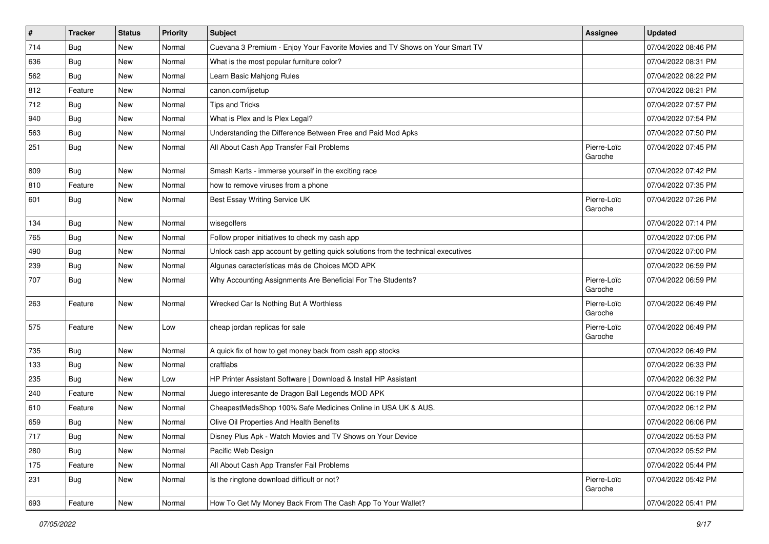| # | Tracker | Status | Priority | Subject | Assignee | Updated |
|---|---|---|---|---|---|---|
| 714 | Bug | New | Normal | Cuevana 3 Premium - Enjoy Your Favorite Movies and TV Shows on Your Smart TV | | 07/04/2022 08:46 PM |
| 636 | Bug | New | Normal | What is the most popular furniture color? | | 07/04/2022 08:31 PM |
| 562 | Bug | New | Normal | Learn Basic Mahjong Rules | | 07/04/2022 08:22 PM |
| 812 | Feature | New | Normal | canon.com/ijsetup | | 07/04/2022 08:21 PM |
| 712 | Bug | New | Normal | Tips and Tricks | | 07/04/2022 07:57 PM |
| 940 | Bug | New | Normal | What is Plex and Is Plex Legal? | | 07/04/2022 07:54 PM |
| 563 | Bug | New | Normal | Understanding the Difference Between Free and Paid Mod Apks | | 07/04/2022 07:50 PM |
| 251 | Bug | New | Normal | All About Cash App Transfer Fail Problems | Pierre-Loïc Garoche | 07/04/2022 07:45 PM |
| 809 | Bug | New | Normal | Smash Karts - immerse yourself in the exciting race | | 07/04/2022 07:42 PM |
| 810 | Feature | New | Normal | how to remove viruses from a phone | | 07/04/2022 07:35 PM |
| 601 | Bug | New | Normal | Best Essay Writing Service UK | Pierre-Loïc Garoche | 07/04/2022 07:26 PM |
| 134 | Bug | New | Normal | wisegolfers | | 07/04/2022 07:14 PM |
| 765 | Bug | New | Normal | Follow proper initiatives to check my cash app | | 07/04/2022 07:06 PM |
| 490 | Bug | New | Normal | Unlock cash app account by getting quick solutions from the technical executives | | 07/04/2022 07:00 PM |
| 239 | Bug | New | Normal | Algunas características más de Choices MOD APK | | 07/04/2022 06:59 PM |
| 707 | Bug | New | Normal | Why Accounting Assignments Are Beneficial For The Students? | Pierre-Loïc Garoche | 07/04/2022 06:59 PM |
| 263 | Feature | New | Normal | Wrecked Car Is Nothing But A Worthless | Pierre-Loïc Garoche | 07/04/2022 06:49 PM |
| 575 | Feature | New | Low | cheap jordan replicas for sale | Pierre-Loïc Garoche | 07/04/2022 06:49 PM |
| 735 | Bug | New | Normal | A quick fix of how to get money back from cash app stocks | | 07/04/2022 06:49 PM |
| 133 | Bug | New | Normal | craftlabs | | 07/04/2022 06:33 PM |
| 235 | Bug | New | Low | HP Printer Assistant Software \| Download & Install HP Assistant | | 07/04/2022 06:32 PM |
| 240 | Feature | New | Normal | Juego interesante de Dragon Ball Legends MOD APK | | 07/04/2022 06:19 PM |
| 610 | Feature | New | Normal | CheapestMedsShop 100% Safe Medicines Online in USA UK & AUS. | | 07/04/2022 06:12 PM |
| 659 | Bug | New | Normal | Olive Oil Properties And Health Benefits | | 07/04/2022 06:06 PM |
| 717 | Bug | New | Normal | Disney Plus Apk - Watch Movies and TV Shows on Your Device | | 07/04/2022 05:53 PM |
| 280 | Bug | New | Normal | Pacific Web Design | | 07/04/2022 05:52 PM |
| 175 | Feature | New | Normal | All About Cash App Transfer Fail Problems | | 07/04/2022 05:44 PM |
| 231 | Bug | New | Normal | Is the ringtone download difficult or not? | Pierre-Loïc Garoche | 07/04/2022 05:42 PM |
| 693 | Feature | New | Normal | How To Get My Money Back From The Cash App To Your Wallet? | | 07/04/2022 05:41 PM |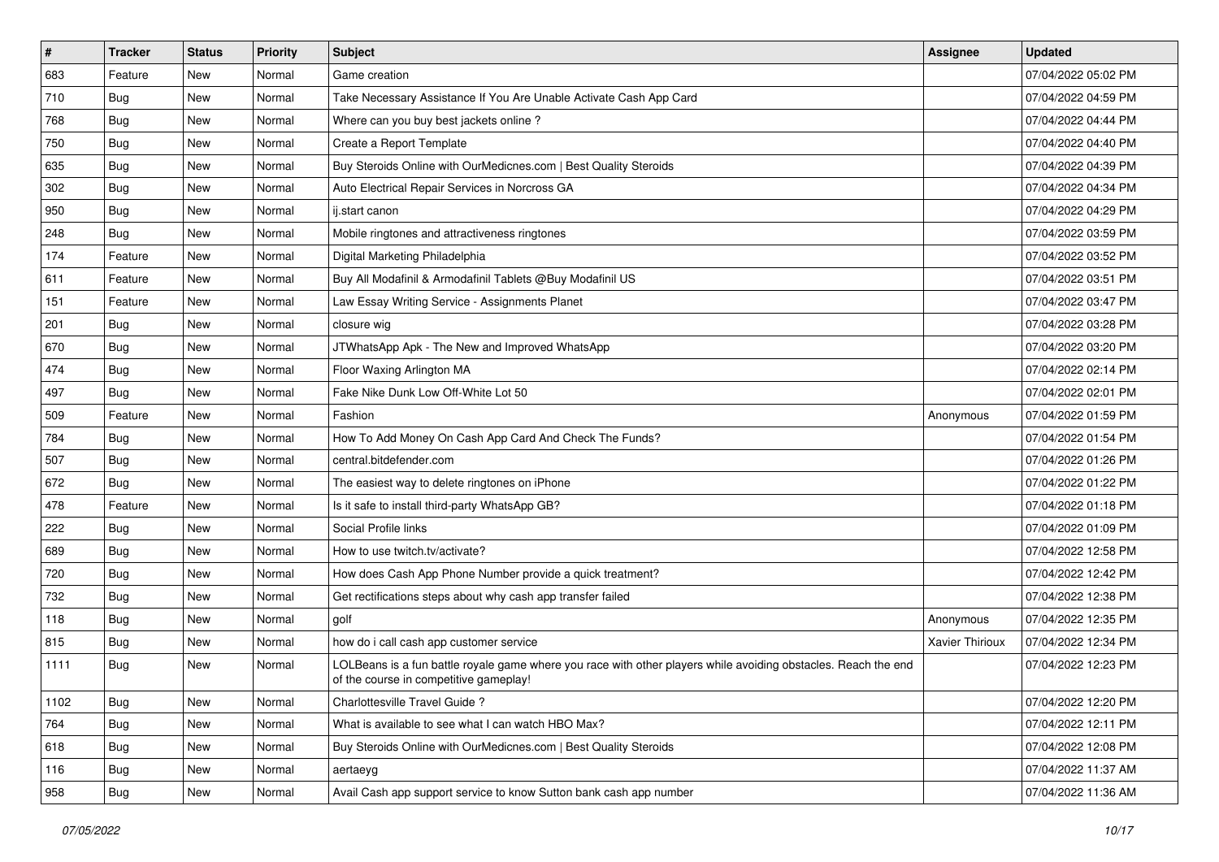| # | Tracker | Status | Priority | Subject | Assignee | Updated |
|---|---|---|---|---|---|---|
| 683 | Feature | New | Normal | Game creation | | 07/04/2022 05:02 PM |
| 710 | Bug | New | Normal | Take Necessary Assistance If You Are Unable Activate Cash App Card | | 07/04/2022 04:59 PM |
| 768 | Bug | New | Normal | Where can you buy best jackets online ? | | 07/04/2022 04:44 PM |
| 750 | Bug | New | Normal | Create a Report Template | | 07/04/2022 04:40 PM |
| 635 | Bug | New | Normal | Buy Steroids Online with OurMedicnes.com \| Best Quality Steroids | | 07/04/2022 04:39 PM |
| 302 | Bug | New | Normal | Auto Electrical Repair Services in Norcross GA | | 07/04/2022 04:34 PM |
| 950 | Bug | New | Normal | ij.start canon | | 07/04/2022 04:29 PM |
| 248 | Bug | New | Normal | Mobile ringtones and attractiveness ringtones | | 07/04/2022 03:59 PM |
| 174 | Feature | New | Normal | Digital Marketing Philadelphia | | 07/04/2022 03:52 PM |
| 611 | Feature | New | Normal | Buy All Modafinil & Armodafinil Tablets @Buy Modafinil US | | 07/04/2022 03:51 PM |
| 151 | Feature | New | Normal | Law Essay Writing Service - Assignments Planet | | 07/04/2022 03:47 PM |
| 201 | Bug | New | Normal | closure wig | | 07/04/2022 03:28 PM |
| 670 | Bug | New | Normal | JTWhatsApp Apk - The New and Improved WhatsApp | | 07/04/2022 03:20 PM |
| 474 | Bug | New | Normal | Floor Waxing Arlington MA | | 07/04/2022 02:14 PM |
| 497 | Bug | New | Normal | Fake Nike Dunk Low Off-White Lot 50 | | 07/04/2022 02:01 PM |
| 509 | Feature | New | Normal | Fashion | Anonymous | 07/04/2022 01:59 PM |
| 784 | Bug | New | Normal | How To Add Money On Cash App Card And Check The Funds? | | 07/04/2022 01:54 PM |
| 507 | Bug | New | Normal | central.bitdefender.com | | 07/04/2022 01:26 PM |
| 672 | Bug | New | Normal | The easiest way to delete ringtones on iPhone | | 07/04/2022 01:22 PM |
| 478 | Feature | New | Normal | Is it safe to install third-party WhatsApp GB? | | 07/04/2022 01:18 PM |
| 222 | Bug | New | Normal | Social Profile links | | 07/04/2022 01:09 PM |
| 689 | Bug | New | Normal | How to use twitch.tv/activate? | | 07/04/2022 12:58 PM |
| 720 | Bug | New | Normal | How does Cash App Phone Number provide a quick treatment? | | 07/04/2022 12:42 PM |
| 732 | Bug | New | Normal | Get rectifications steps about why cash app transfer failed | | 07/04/2022 12:38 PM |
| 118 | Bug | New | Normal | golf | Anonymous | 07/04/2022 12:35 PM |
| 815 | Bug | New | Normal | how do i call cash app customer service | Xavier Thirioux | 07/04/2022 12:34 PM |
| 1111 | Bug | New | Normal | LOLBeans is a fun battle royale game where you race with other players while avoiding obstacles. Reach the end of the course in competitive gameplay! | | 07/04/2022 12:23 PM |
| 1102 | Bug | New | Normal | Charlottesville Travel Guide ? | | 07/04/2022 12:20 PM |
| 764 | Bug | New | Normal | What is available to see what I can watch HBO Max? | | 07/04/2022 12:11 PM |
| 618 | Bug | New | Normal | Buy Steroids Online with OurMedicnes.com \| Best Quality Steroids | | 07/04/2022 12:08 PM |
| 116 | Bug | New | Normal | aertaeyg | | 07/04/2022 11:37 AM |
| 958 | Bug | New | Normal | Avail Cash app support service to know Sutton bank cash app number | | 07/04/2022 11:36 AM |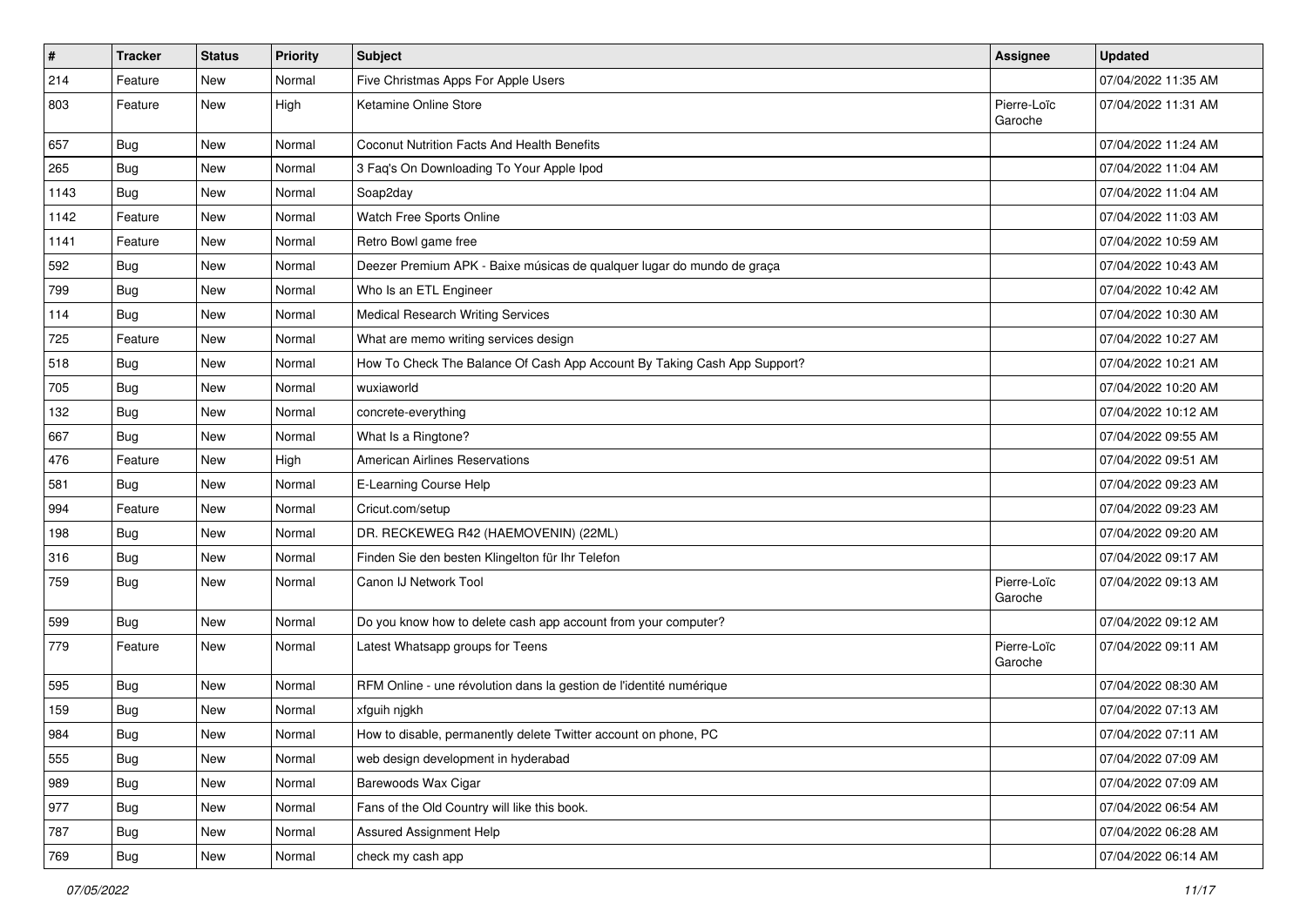| # | Tracker | Status | Priority | Subject | Assignee | Updated |
| --- | --- | --- | --- | --- | --- | --- |
| 214 | Feature | New | Normal | Five Christmas Apps For Apple Users | | 07/04/2022 11:35 AM |
| 803 | Feature | New | High | Ketamine Online Store | Pierre-Loïc Garoche | 07/04/2022 11:31 AM |
| 657 | Bug | New | Normal | Coconut Nutrition Facts And Health Benefits | | 07/04/2022 11:24 AM |
| 265 | Bug | New | Normal | 3 Faq's On Downloading To Your Apple Ipod | | 07/04/2022 11:04 AM |
| 1143 | Bug | New | Normal | Soap2day | | 07/04/2022 11:04 AM |
| 1142 | Feature | New | Normal | Watch Free Sports Online | | 07/04/2022 11:03 AM |
| 1141 | Feature | New | Normal | Retro Bowl game free | | 07/04/2022 10:59 AM |
| 592 | Bug | New | Normal | Deezer Premium APK - Baixe músicas de qualquer lugar do mundo de graça | | 07/04/2022 10:43 AM |
| 799 | Bug | New | Normal | Who Is an ETL Engineer | | 07/04/2022 10:42 AM |
| 114 | Bug | New | Normal | Medical Research Writing Services | | 07/04/2022 10:30 AM |
| 725 | Feature | New | Normal | What are memo writing services design | | 07/04/2022 10:27 AM |
| 518 | Bug | New | Normal | How To Check The Balance Of Cash App Account By Taking Cash App Support? | | 07/04/2022 10:21 AM |
| 705 | Bug | New | Normal | wuxiaworld | | 07/04/2022 10:20 AM |
| 132 | Bug | New | Normal | concrete-everything | | 07/04/2022 10:12 AM |
| 667 | Bug | New | Normal | What Is a Ringtone? | | 07/04/2022 09:55 AM |
| 476 | Feature | New | High | American Airlines Reservations | | 07/04/2022 09:51 AM |
| 581 | Bug | New | Normal | E-Learning Course Help | | 07/04/2022 09:23 AM |
| 994 | Feature | New | Normal | Cricut.com/setup | | 07/04/2022 09:23 AM |
| 198 | Bug | New | Normal | DR. RECKEWEG R42 (HAEMOVENIN) (22ML) | | 07/04/2022 09:20 AM |
| 316 | Bug | New | Normal | Finden Sie den besten Klingelton für Ihr Telefon | | 07/04/2022 09:17 AM |
| 759 | Bug | New | Normal | Canon IJ Network Tool | Pierre-Loïc Garoche | 07/04/2022 09:13 AM |
| 599 | Bug | New | Normal | Do you know how to delete cash app account from your computer? | | 07/04/2022 09:12 AM |
| 779 | Feature | New | Normal | Latest Whatsapp groups for Teens | Pierre-Loïc Garoche | 07/04/2022 09:11 AM |
| 595 | Bug | New | Normal | RFM Online - une révolution dans la gestion de l'identité numérique | | 07/04/2022 08:30 AM |
| 159 | Bug | New | Normal | xfguih njgkh | | 07/04/2022 07:13 AM |
| 984 | Bug | New | Normal | How to disable, permanently delete Twitter account on phone, PC | | 07/04/2022 07:11 AM |
| 555 | Bug | New | Normal | web design development in hyderabad | | 07/04/2022 07:09 AM |
| 989 | Bug | New | Normal | Barewoods Wax Cigar | | 07/04/2022 07:09 AM |
| 977 | Bug | New | Normal | Fans of the Old Country will like this book. | | 07/04/2022 06:54 AM |
| 787 | Bug | New | Normal | Assured Assignment Help | | 07/04/2022 06:28 AM |
| 769 | Bug | New | Normal | check my cash app | | 07/04/2022 06:14 AM |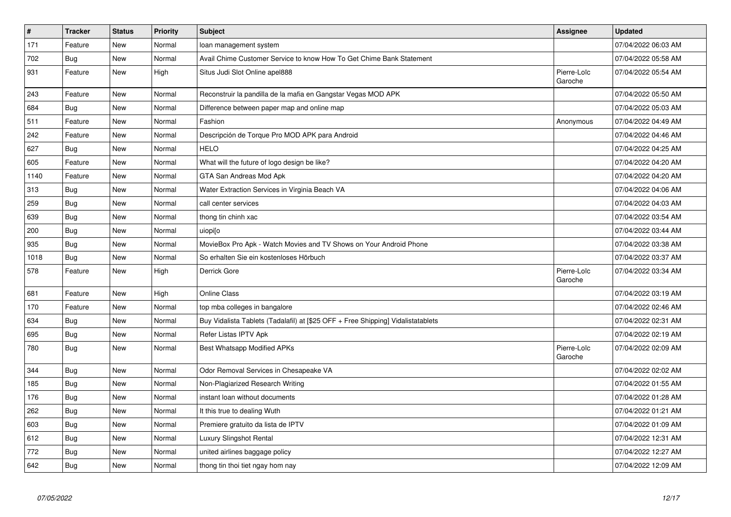| # | Tracker | Status | Priority | Subject | Assignee | Updated |
|---|---|---|---|---|---|---|
| 171 | Feature | New | Normal | loan management system | | 07/04/2022 06:03 AM |
| 702 | Bug | New | Normal | Avail Chime Customer Service to know How To Get Chime Bank Statement | | 07/04/2022 05:58 AM |
| 931 | Feature | New | High | Situs Judi Slot Online apel888 | Pierre-Loïc Garoche | 07/04/2022 05:54 AM |
| 243 | Feature | New | Normal | Reconstruir la pandilla de la mafia en Gangstar Vegas MOD APK | | 07/04/2022 05:50 AM |
| 684 | Bug | New | Normal | Difference between paper map and online map | | 07/04/2022 05:03 AM |
| 511 | Feature | New | Normal | Fashion | Anonymous | 07/04/2022 04:49 AM |
| 242 | Feature | New | Normal | Descripción de Torque Pro MOD APK para Android | | 07/04/2022 04:46 AM |
| 627 | Bug | New | Normal | HELO | | 07/04/2022 04:25 AM |
| 605 | Feature | New | Normal | What will the future of logo design be like? | | 07/04/2022 04:20 AM |
| 1140 | Feature | New | Normal | GTA San Andreas Mod Apk | | 07/04/2022 04:20 AM |
| 313 | Bug | New | Normal | Water Extraction Services in Virginia Beach VA | | 07/04/2022 04:06 AM |
| 259 | Bug | New | Normal | call center services | | 07/04/2022 04:03 AM |
| 639 | Bug | New | Normal | thong tin chinh xac | | 07/04/2022 03:54 AM |
| 200 | Bug | New | Normal | uiopi[o | | 07/04/2022 03:44 AM |
| 935 | Bug | New | Normal | MovieBox Pro Apk - Watch Movies and TV Shows on Your Android Phone | | 07/04/2022 03:38 AM |
| 1018 | Bug | New | Normal | So erhalten Sie ein kostenloses Hörbuch | | 07/04/2022 03:37 AM |
| 578 | Feature | New | High | Derrick Gore | Pierre-Loïc Garoche | 07/04/2022 03:34 AM |
| 681 | Feature | New | High | Online Class | | 07/04/2022 03:19 AM |
| 170 | Feature | New | Normal | top mba colleges in bangalore | | 07/04/2022 02:46 AM |
| 634 | Bug | New | Normal | Buy Vidalista Tablets (Tadalafil) at [$25 OFF + Free Shipping] Vidalistatablets | | 07/04/2022 02:31 AM |
| 695 | Bug | New | Normal | Refer Listas IPTV Apk | | 07/04/2022 02:19 AM |
| 780 | Bug | New | Normal | Best Whatsapp Modified APKs | Pierre-Loïc Garoche | 07/04/2022 02:09 AM |
| 344 | Bug | New | Normal | Odor Removal Services in Chesapeake VA | | 07/04/2022 02:02 AM |
| 185 | Bug | New | Normal | Non-Plagiarized Research Writing | | 07/04/2022 01:55 AM |
| 176 | Bug | New | Normal | instant loan without documents | | 07/04/2022 01:28 AM |
| 262 | Bug | New | Normal | It this true to dealing Wuth | | 07/04/2022 01:21 AM |
| 603 | Bug | New | Normal | Premiere gratuito da lista de IPTV | | 07/04/2022 01:09 AM |
| 612 | Bug | New | Normal | Luxury Slingshot Rental | | 07/04/2022 12:31 AM |
| 772 | Bug | New | Normal | united airlines baggage policy | | 07/04/2022 12:27 AM |
| 642 | Bug | New | Normal | thong tin thoi tiet ngay hom nay | | 07/04/2022 12:09 AM |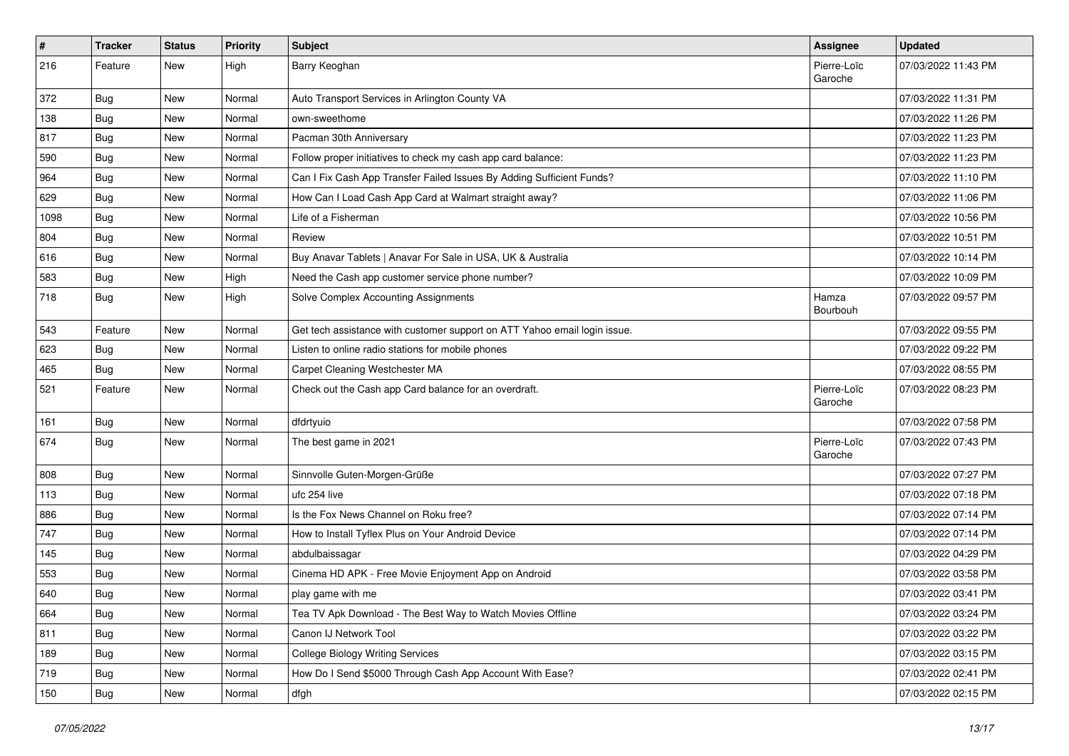| # | Tracker | Status | Priority | Subject | Assignee | Updated |
|---|---|---|---|---|---|---|
| 216 | Feature | New | High | Barry Keoghan | Pierre-Loïc Garoche | 07/03/2022 11:43 PM |
| 372 | Bug | New | Normal | Auto Transport Services in Arlington County VA | | 07/03/2022 11:31 PM |
| 138 | Bug | New | Normal | own-sweethome | | 07/03/2022 11:26 PM |
| 817 | Bug | New | Normal | Pacman 30th Anniversary | | 07/03/2022 11:23 PM |
| 590 | Bug | New | Normal | Follow proper initiatives to check my cash app card balance: | | 07/03/2022 11:23 PM |
| 964 | Bug | New | Normal | Can I Fix Cash App Transfer Failed Issues By Adding Sufficient Funds? | | 07/03/2022 11:10 PM |
| 629 | Bug | New | Normal | How Can I Load Cash App Card at Walmart straight away? | | 07/03/2022 11:06 PM |
| 1098 | Bug | New | Normal | Life of a Fisherman | | 07/03/2022 10:56 PM |
| 804 | Bug | New | Normal | Review | | 07/03/2022 10:51 PM |
| 616 | Bug | New | Normal | Buy Anavar Tablets \| Anavar For Sale in USA, UK & Australia | | 07/03/2022 10:14 PM |
| 583 | Bug | New | High | Need the Cash app customer service phone number? | | 07/03/2022 10:09 PM |
| 718 | Bug | New | High | Solve Complex Accounting Assignments | Hamza Bourbouh | 07/03/2022 09:57 PM |
| 543 | Feature | New | Normal | Get tech assistance with customer support on ATT Yahoo email login issue. | | 07/03/2022 09:55 PM |
| 623 | Bug | New | Normal | Listen to online radio stations for mobile phones | | 07/03/2022 09:22 PM |
| 465 | Bug | New | Normal | Carpet Cleaning Westchester MA | | 07/03/2022 08:55 PM |
| 521 | Feature | New | Normal | Check out the Cash app Card balance for an overdraft. | Pierre-Loïc Garoche | 07/03/2022 08:23 PM |
| 161 | Bug | New | Normal | dfdrtyuio | | 07/03/2022 07:58 PM |
| 674 | Bug | New | Normal | The best game in 2021 | Pierre-Loïc Garoche | 07/03/2022 07:43 PM |
| 808 | Bug | New | Normal | Sinnvolle Guten-Morgen-Grüße | | 07/03/2022 07:27 PM |
| 113 | Bug | New | Normal | ufc 254 live | | 07/03/2022 07:18 PM |
| 886 | Bug | New | Normal | Is the Fox News Channel on Roku free? | | 07/03/2022 07:14 PM |
| 747 | Bug | New | Normal | How to Install Tyflex Plus on Your Android Device | | 07/03/2022 07:14 PM |
| 145 | Bug | New | Normal | abdulbaissagar | | 07/03/2022 04:29 PM |
| 553 | Bug | New | Normal | Cinema HD APK - Free Movie Enjoyment App on Android | | 07/03/2022 03:58 PM |
| 640 | Bug | New | Normal | play game with me | | 07/03/2022 03:41 PM |
| 664 | Bug | New | Normal | Tea TV Apk Download - The Best Way to Watch Movies Offline | | 07/03/2022 03:24 PM |
| 811 | Bug | New | Normal | Canon IJ Network Tool | | 07/03/2022 03:22 PM |
| 189 | Bug | New | Normal | College Biology Writing Services | | 07/03/2022 03:15 PM |
| 719 | Bug | New | Normal | How Do I Send $5000 Through Cash App Account With Ease? | | 07/03/2022 02:41 PM |
| 150 | Bug | New | Normal | dfgh | | 07/03/2022 02:15 PM |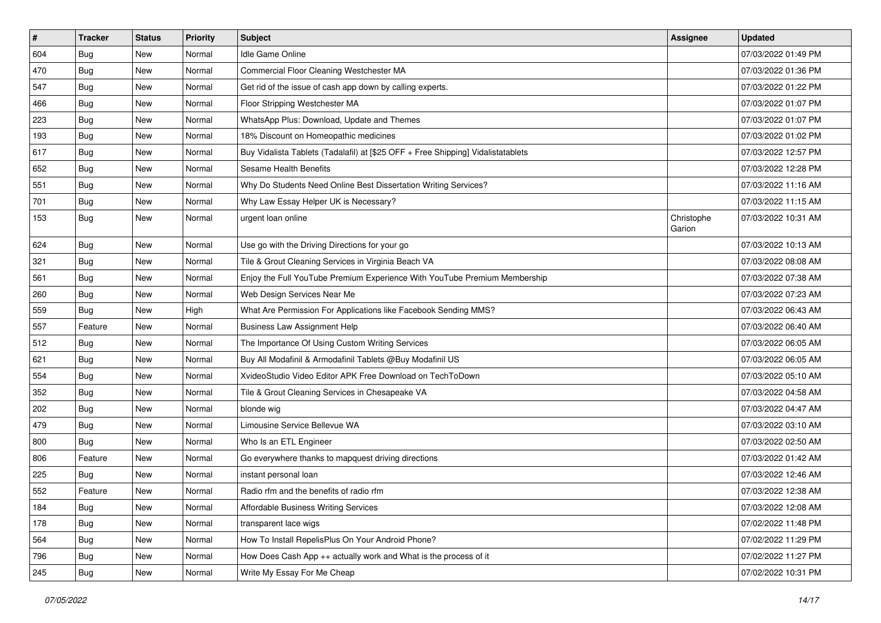| # | Tracker | Status | Priority | Subject | Assignee | Updated |
|---|---|---|---|---|---|---|
| 604 | Bug | New | Normal | Idle Game Online | | 07/03/2022 01:49 PM |
| 470 | Bug | New | Normal | Commercial Floor Cleaning Westchester MA | | 07/03/2022 01:36 PM |
| 547 | Bug | New | Normal | Get rid of the issue of cash app down by calling experts. | | 07/03/2022 01:22 PM |
| 466 | Bug | New | Normal | Floor Stripping Westchester MA | | 07/03/2022 01:07 PM |
| 223 | Bug | New | Normal | WhatsApp Plus: Download, Update and Themes | | 07/03/2022 01:07 PM |
| 193 | Bug | New | Normal | 18% Discount on Homeopathic medicines | | 07/03/2022 01:02 PM |
| 617 | Bug | New | Normal | Buy Vidalista Tablets (Tadalafil) at [$25 OFF + Free Shipping] Vidalistatablets | | 07/03/2022 12:57 PM |
| 652 | Bug | New | Normal | Sesame Health Benefits | | 07/03/2022 12:28 PM |
| 551 | Bug | New | Normal | Why Do Students Need Online Best Dissertation Writing Services? | | 07/03/2022 11:16 AM |
| 701 | Bug | New | Normal | Why Law Essay Helper UK is Necessary? | | 07/03/2022 11:15 AM |
| 153 | Bug | New | Normal | urgent loan online | Christophe Garion | 07/03/2022 10:31 AM |
| 624 | Bug | New | Normal | Use go with the Driving Directions for your go | | 07/03/2022 10:13 AM |
| 321 | Bug | New | Normal | Tile & Grout Cleaning Services in Virginia Beach VA | | 07/03/2022 08:08 AM |
| 561 | Bug | New | Normal | Enjoy the Full YouTube Premium Experience With YouTube Premium Membership | | 07/03/2022 07:38 AM |
| 260 | Bug | New | Normal | Web Design Services Near Me | | 07/03/2022 07:23 AM |
| 559 | Bug | New | High | What Are Permission For Applications like Facebook Sending MMS? | | 07/03/2022 06:43 AM |
| 557 | Feature | New | Normal | Business Law Assignment Help | | 07/03/2022 06:40 AM |
| 512 | Bug | New | Normal | The Importance Of Using Custom Writing Services | | 07/03/2022 06:05 AM |
| 621 | Bug | New | Normal | Buy All Modafinil & Armodafinil Tablets @Buy Modafinil US | | 07/03/2022 06:05 AM |
| 554 | Bug | New | Normal | XvideoStudio Video Editor APK Free Download on TechToDown | | 07/03/2022 05:10 AM |
| 352 | Bug | New | Normal | Tile & Grout Cleaning Services in Chesapeake VA | | 07/03/2022 04:58 AM |
| 202 | Bug | New | Normal | blonde wig | | 07/03/2022 04:47 AM |
| 479 | Bug | New | Normal | Limousine Service Bellevue WA | | 07/03/2022 03:10 AM |
| 800 | Bug | New | Normal | Who Is an ETL Engineer | | 07/03/2022 02:50 AM |
| 806 | Feature | New | Normal | Go everywhere thanks to mapquest driving directions | | 07/03/2022 01:42 AM |
| 225 | Bug | New | Normal | instant personal loan | | 07/03/2022 12:46 AM |
| 552 | Feature | New | Normal | Radio rfm and the benefits of radio rfm | | 07/03/2022 12:38 AM |
| 184 | Bug | New | Normal | Affordable Business Writing Services | | 07/03/2022 12:08 AM |
| 178 | Bug | New | Normal | transparent lace wigs | | 07/02/2022 11:48 PM |
| 564 | Bug | New | Normal | How To Install RepelisPlus On Your Android Phone? | | 07/02/2022 11:29 PM |
| 796 | Bug | New | Normal | How Does Cash App ++ actually work and What is the process of it | | 07/02/2022 11:27 PM |
| 245 | Bug | New | Normal | Write My Essay For Me Cheap | | 07/02/2022 10:31 PM |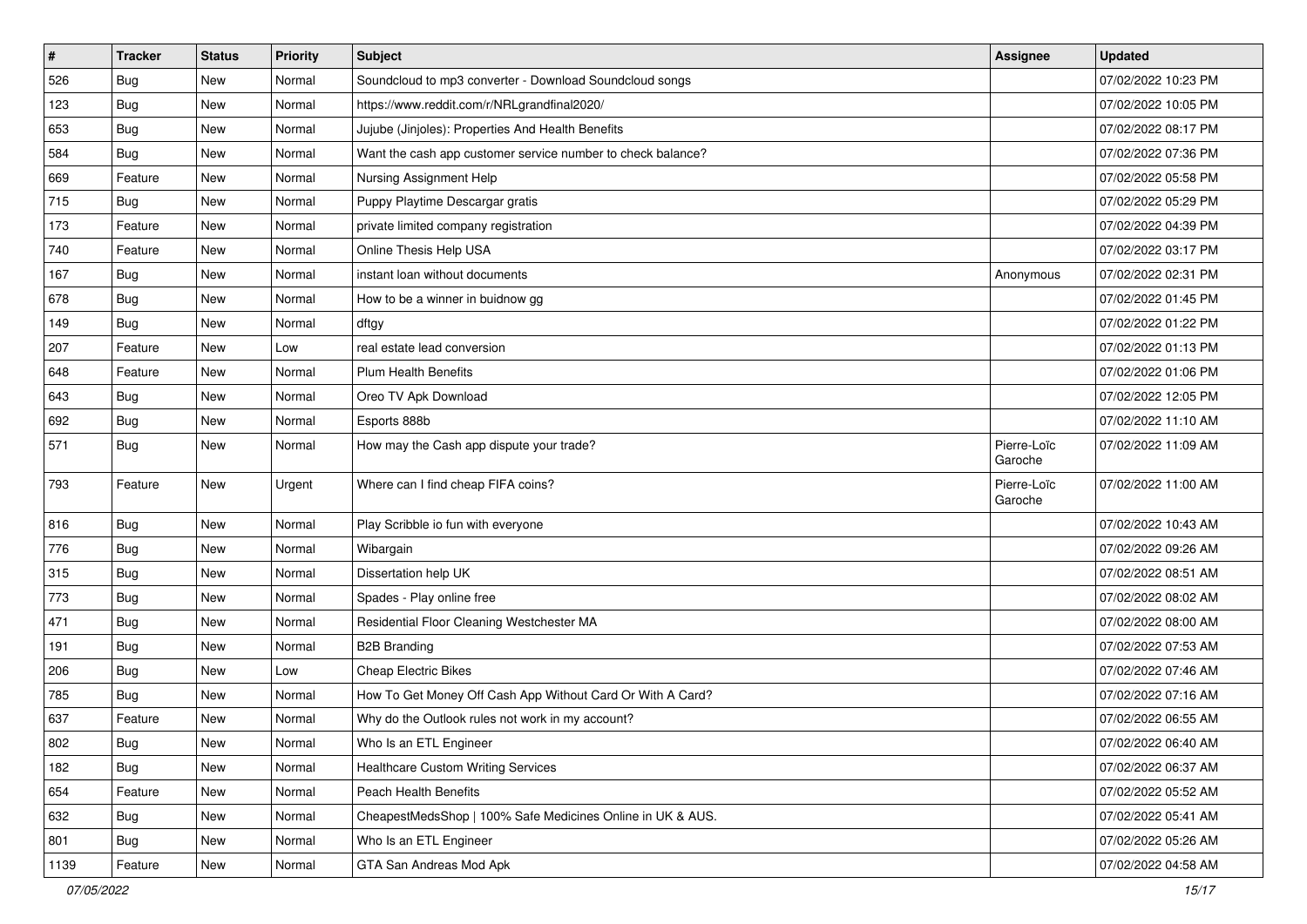| # | Tracker | Status | Priority | Subject | Assignee | Updated |
|---|---|---|---|---|---|---|
| 526 | Bug | New | Normal | Soundcloud to mp3 converter - Download Soundcloud songs | | 07/02/2022 10:23 PM |
| 123 | Bug | New | Normal | https://www.reddit.com/r/NRLgrandfinal2020/ | | 07/02/2022 10:05 PM |
| 653 | Bug | New | Normal | Jujube (Jinjoles): Properties And Health Benefits | | 07/02/2022 08:17 PM |
| 584 | Bug | New | Normal | Want the cash app customer service number to check balance? | | 07/02/2022 07:36 PM |
| 669 | Feature | New | Normal | Nursing Assignment Help | | 07/02/2022 05:58 PM |
| 715 | Bug | New | Normal | Puppy Playtime Descargar gratis | | 07/02/2022 05:29 PM |
| 173 | Feature | New | Normal | private limited company registration | | 07/02/2022 04:39 PM |
| 740 | Feature | New | Normal | Online Thesis Help USA | | 07/02/2022 03:17 PM |
| 167 | Bug | New | Normal | instant loan without documents | Anonymous | 07/02/2022 02:31 PM |
| 678 | Bug | New | Normal | How to be a winner in buidnow gg | | 07/02/2022 01:45 PM |
| 149 | Bug | New | Normal | dftgy | | 07/02/2022 01:22 PM |
| 207 | Feature | New | Low | real estate lead conversion | | 07/02/2022 01:13 PM |
| 648 | Feature | New | Normal | Plum Health Benefits | | 07/02/2022 01:06 PM |
| 643 | Bug | New | Normal | Oreo TV Apk Download | | 07/02/2022 12:05 PM |
| 692 | Bug | New | Normal | Esports 888b | | 07/02/2022 11:10 AM |
| 571 | Bug | New | Normal | How may the Cash app dispute your trade? | Pierre-Loïc Garoche | 07/02/2022 11:09 AM |
| 793 | Feature | New | Urgent | Where can I find cheap FIFA coins? | Pierre-Loïc Garoche | 07/02/2022 11:00 AM |
| 816 | Bug | New | Normal | Play Scribble io fun with everyone | | 07/02/2022 10:43 AM |
| 776 | Bug | New | Normal | Wibargain | | 07/02/2022 09:26 AM |
| 315 | Bug | New | Normal | Dissertation help UK | | 07/02/2022 08:51 AM |
| 773 | Bug | New | Normal | Spades - Play online free | | 07/02/2022 08:02 AM |
| 471 | Bug | New | Normal | Residential Floor Cleaning Westchester MA | | 07/02/2022 08:00 AM |
| 191 | Bug | New | Normal | B2B Branding | | 07/02/2022 07:53 AM |
| 206 | Bug | New | Low | Cheap Electric Bikes | | 07/02/2022 07:46 AM |
| 785 | Bug | New | Normal | How To Get Money Off Cash App Without Card Or With A Card? | | 07/02/2022 07:16 AM |
| 637 | Feature | New | Normal | Why do the Outlook rules not work in my account? | | 07/02/2022 06:55 AM |
| 802 | Bug | New | Normal | Who Is an ETL Engineer | | 07/02/2022 06:40 AM |
| 182 | Bug | New | Normal | Healthcare Custom Writing Services | | 07/02/2022 06:37 AM |
| 654 | Feature | New | Normal | Peach Health Benefits | | 07/02/2022 05:52 AM |
| 632 | Bug | New | Normal | CheapestMedsShop \| 100% Safe Medicines Online in UK & AUS. | | 07/02/2022 05:41 AM |
| 801 | Bug | New | Normal | Who Is an ETL Engineer | | 07/02/2022 05:26 AM |
| 1139 | Feature | New | Normal | GTA San Andreas Mod Apk | | 07/02/2022 04:58 AM |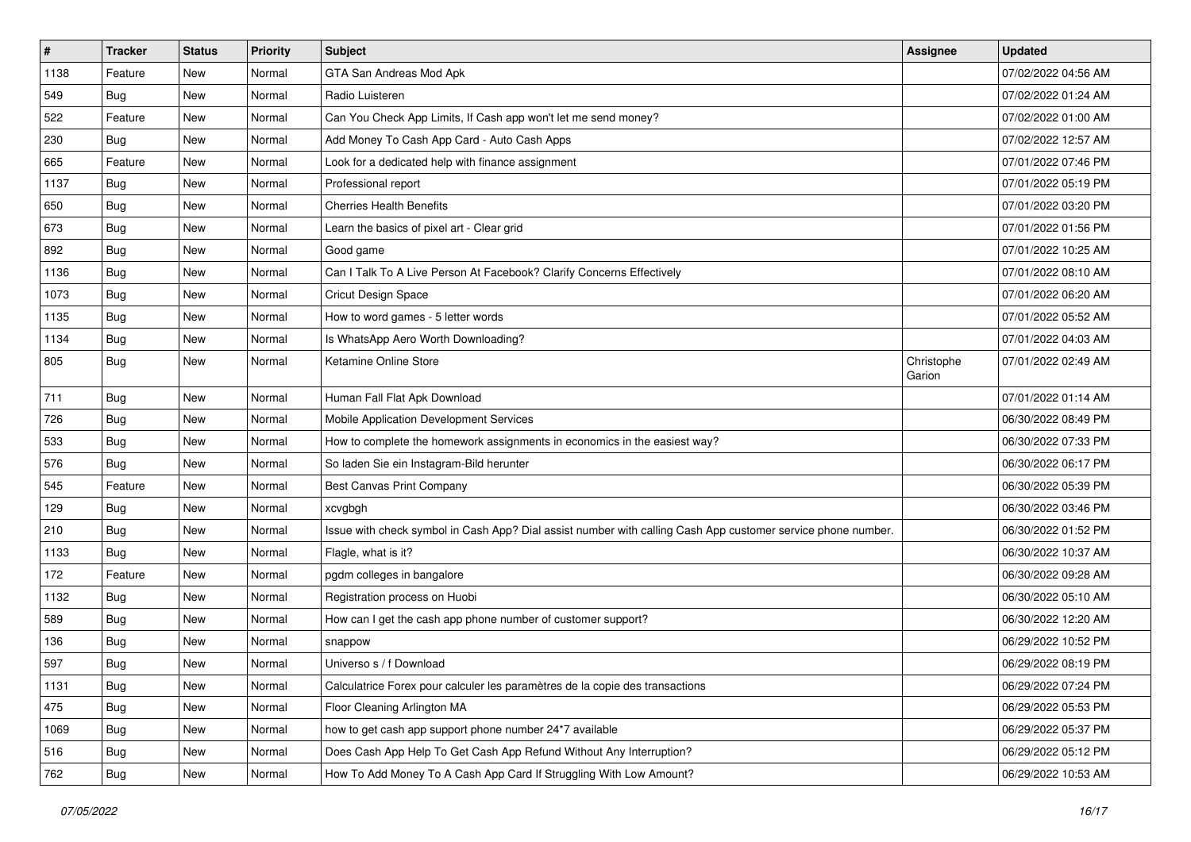| # | Tracker | Status | Priority | Subject | Assignee | Updated |
| --- | --- | --- | --- | --- | --- | --- |
| 1138 | Feature | New | Normal | GTA San Andreas Mod Apk | | 07/02/2022 04:56 AM |
| 549 | Bug | New | Normal | Radio Luisteren | | 07/02/2022 01:24 AM |
| 522 | Feature | New | Normal | Can You Check App Limits, If Cash app won't let me send money? | | 07/02/2022 01:00 AM |
| 230 | Bug | New | Normal | Add Money To Cash App Card - Auto Cash Apps | | 07/02/2022 12:57 AM |
| 665 | Feature | New | Normal | Look for a dedicated help with finance assignment | | 07/01/2022 07:46 PM |
| 1137 | Bug | New | Normal | Professional report | | 07/01/2022 05:19 PM |
| 650 | Bug | New | Normal | Cherries Health Benefits | | 07/01/2022 03:20 PM |
| 673 | Bug | New | Normal | Learn the basics of pixel art - Clear grid | | 07/01/2022 01:56 PM |
| 892 | Bug | New | Normal | Good game | | 07/01/2022 10:25 AM |
| 1136 | Bug | New | Normal | Can I Talk To A Live Person At Facebook? Clarify Concerns Effectively | | 07/01/2022 08:10 AM |
| 1073 | Bug | New | Normal | Cricut Design Space | | 07/01/2022 06:20 AM |
| 1135 | Bug | New | Normal | How to word games - 5 letter words | | 07/01/2022 05:52 AM |
| 1134 | Bug | New | Normal | Is WhatsApp Aero Worth Downloading? | | 07/01/2022 04:03 AM |
| 805 | Bug | New | Normal | Ketamine Online Store | Christophe Garion | 07/01/2022 02:49 AM |
| 711 | Bug | New | Normal | Human Fall Flat Apk Download | | 07/01/2022 01:14 AM |
| 726 | Bug | New | Normal | Mobile Application Development Services | | 06/30/2022 08:49 PM |
| 533 | Bug | New | Normal | How to complete the homework assignments in economics in the easiest way? | | 06/30/2022 07:33 PM |
| 576 | Bug | New | Normal | So laden Sie ein Instagram-Bild herunter | | 06/30/2022 06:17 PM |
| 545 | Feature | New | Normal | Best Canvas Print Company | | 06/30/2022 05:39 PM |
| 129 | Bug | New | Normal | xcvgbgh | | 06/30/2022 03:46 PM |
| 210 | Bug | New | Normal | Issue with check symbol in Cash App? Dial assist number with calling Cash App customer service phone number. | | 06/30/2022 01:52 PM |
| 1133 | Bug | New | Normal | Flagle, what is it? | | 06/30/2022 10:37 AM |
| 172 | Feature | New | Normal | pgdm colleges in bangalore | | 06/30/2022 09:28 AM |
| 1132 | Bug | New | Normal | Registration process on Huobi | | 06/30/2022 05:10 AM |
| 589 | Bug | New | Normal | How can I get the cash app phone number of customer support? | | 06/30/2022 12:20 AM |
| 136 | Bug | New | Normal | snappow | | 06/29/2022 10:52 PM |
| 597 | Bug | New | Normal | Universo s / f Download | | 06/29/2022 08:19 PM |
| 1131 | Bug | New | Normal | Calculatrice Forex pour calculer les paramètres de la copie des transactions | | 06/29/2022 07:24 PM |
| 475 | Bug | New | Normal | Floor Cleaning Arlington MA | | 06/29/2022 05:53 PM |
| 1069 | Bug | New | Normal | how to get cash app support phone number 24*7 available | | 06/29/2022 05:37 PM |
| 516 | Bug | New | Normal | Does Cash App Help To Get Cash App Refund Without Any Interruption? | | 06/29/2022 05:12 PM |
| 762 | Bug | New | Normal | How To Add Money To A Cash App Card If Struggling With Low Amount? | | 06/29/2022 10:53 AM |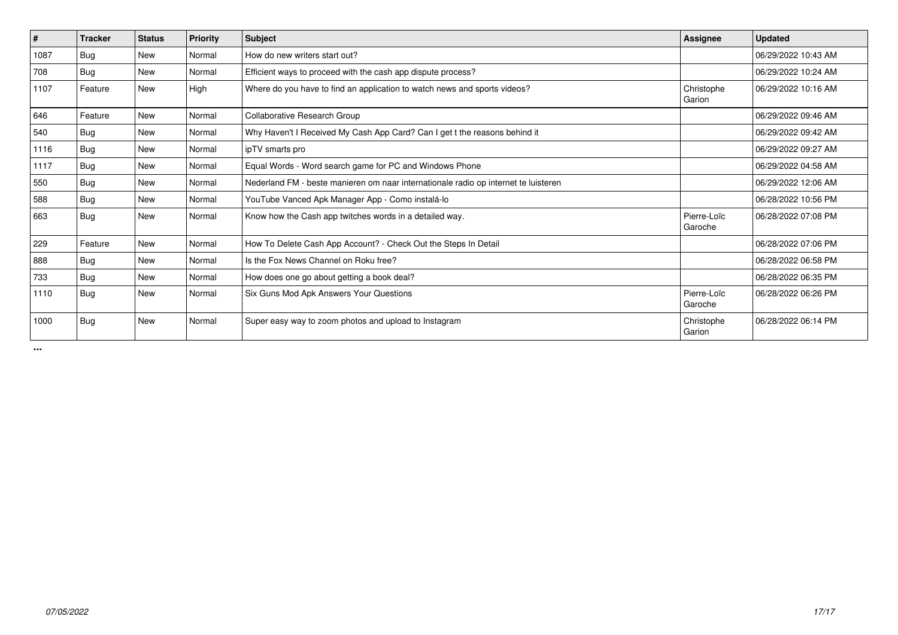| # | Tracker | Status | Priority | Subject | Assignee | Updated |
|---|---|---|---|---|---|---|
| 1087 | Bug | New | Normal | How do new writers start out? | | 06/29/2022 10:43 AM |
| 708 | Bug | New | Normal | Efficient ways to proceed with the cash app dispute process? | | 06/29/2022 10:24 AM |
| 1107 | Feature | New | High | Where do you have to find an application to watch news and sports videos? | Christophe Garion | 06/29/2022 10:16 AM |
| 646 | Feature | New | Normal | Collaborative Research Group | | 06/29/2022 09:46 AM |
| 540 | Bug | New | Normal | Why Haven't I Received My Cash App Card? Can I get t the reasons behind it | | 06/29/2022 09:42 AM |
| 1116 | Bug | New | Normal | ipTV smarts pro | | 06/29/2022 09:27 AM |
| 1117 | Bug | New | Normal | Equal Words - Word search game for PC and Windows Phone | | 06/29/2022 04:58 AM |
| 550 | Bug | New | Normal | Nederland FM - beste manieren om naar internationale radio op internet te luisteren | | 06/29/2022 12:06 AM |
| 588 | Bug | New | Normal | YouTube Vanced Apk Manager App - Como instalá-lo | | 06/28/2022 10:56 PM |
| 663 | Bug | New | Normal | Know how the Cash app twitches words in a detailed way. | Pierre-Loïc Garoche | 06/28/2022 07:08 PM |
| 229 | Feature | New | Normal | How To Delete Cash App Account? - Check Out the Steps In Detail | | 06/28/2022 07:06 PM |
| 888 | Bug | New | Normal | Is the Fox News Channel on Roku free? | | 06/28/2022 06:58 PM |
| 733 | Bug | New | Normal | How does one go about getting a book deal? | | 06/28/2022 06:35 PM |
| 1110 | Bug | New | Normal | Six Guns Mod Apk Answers Your Questions | Pierre-Loïc Garoche | 06/28/2022 06:26 PM |
| 1000 | Bug | New | Normal | Super easy way to zoom photos and upload to Instagram | Christophe Garion | 06/28/2022 06:14 PM |

...